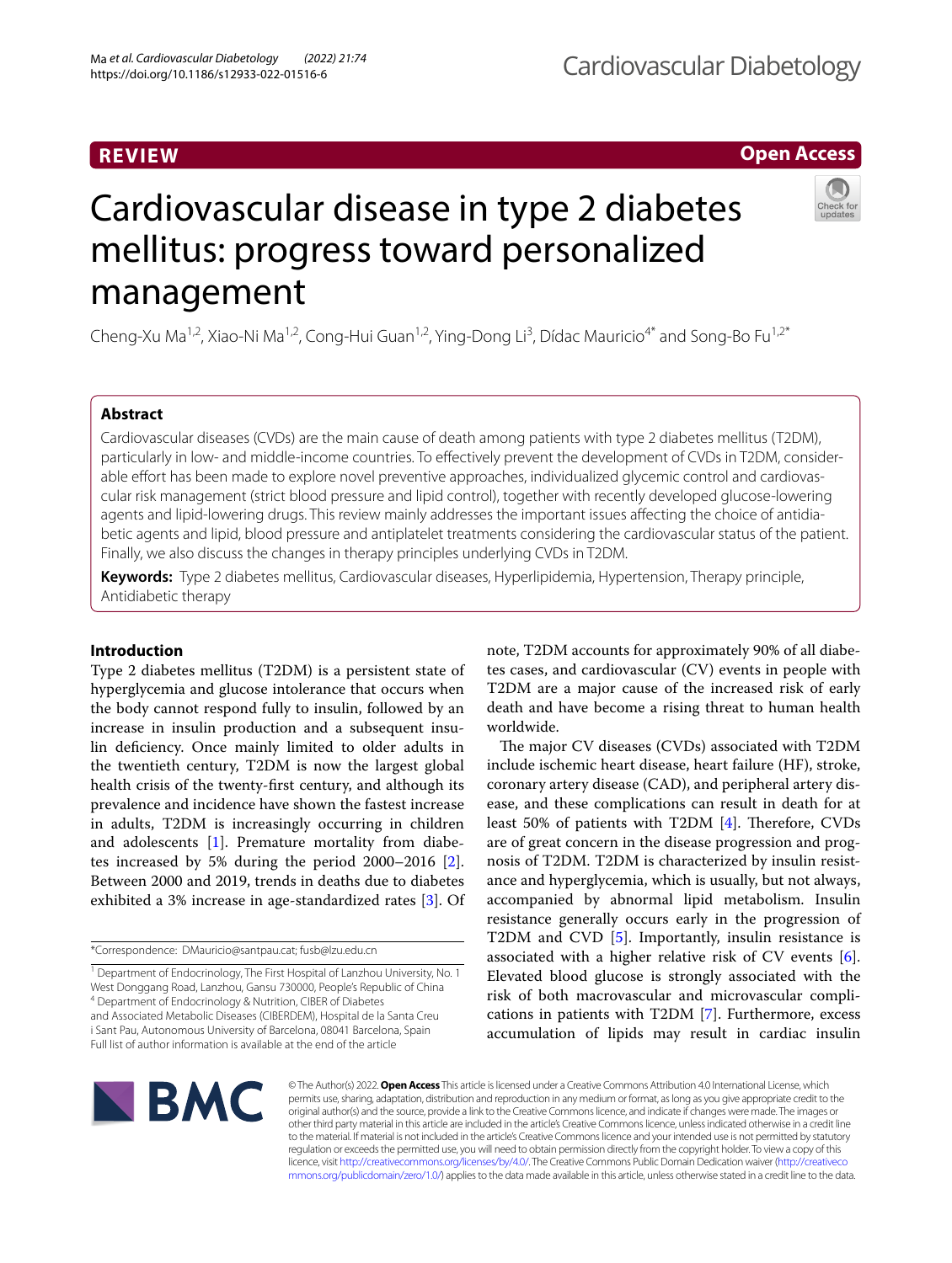REVIEW

Open Access

# Cardiovascular disease in type 2 diabetes mellitus: progress toward personalized management

Cheng-Xu Ma[1,2], Xiao-Ni Ma[1,2], Cong-Hui Guan[1,2], Ying-Dong Li[3], Dídac Mauricio[4*] and Song-Bo Fu[1,2*]

## Abstract

Cardiovascular diseases (CVDs) are the main cause of death among patients with type 2 diabetes mellitus (T2DM), particularly in low- and middle-income countries. To effectively prevent the development of CVDs in T2DM, considerable effort has been made to explore novel preventive approaches, individualized glycemic control and cardiovascular risk management (strict blood pressure and lipid control), together with recently developed glucose-lowering agents and lipid-lowering drugs. This review mainly addresses the important issues affecting the choice of antidiabetic agents and lipid, blood pressure and antiplatelet treatments considering the cardiovascular status of the patient. Finally, we also discuss the changes in therapy principles underlying CVDs in T2DM.

**Keywords:** Type 2 diabetes mellitus, Cardiovascular diseases, Hyperlipidemia, Hypertension, Therapy principle, Antidiabetic therapy

## Introduction

Type 2 diabetes mellitus (T2DM) is a persistent state of hyperglycemia and glucose intolerance that occurs when the body cannot respond fully to insulin, followed by an increase in insulin production and a subsequent insulin deficiency. Once mainly limited to older adults in the twentieth century, T2DM is now the largest global health crisis of the twenty-first century, and although its prevalence and incidence have shown the fastest increase in adults, T2DM is increasingly occurring in children and adolescents [1]. Premature mortality from diabetes increased by 5% during the period 2000–2016 [2]. Between 2000 and 2019, trends in deaths due to diabetes exhibited a 3% increase in age-standardized rates [3]. Of note, T2DM accounts for approximately 90% of all diabetes cases, and cardiovascular (CV) events in people with T2DM are a major cause of the increased risk of early death and have become a rising threat to human health worldwide.

The major CV diseases (CVDs) associated with T2DM include ischemic heart disease, heart failure (HF), stroke, coronary artery disease (CAD), and peripheral artery disease, and these complications can result in death for at least 50% of patients with T2DM [4]. Therefore, CVDs are of great concern in the disease progression and prognosis of T2DM. T2DM is characterized by insulin resistance and hyperglycemia, which is usually, but not always, accompanied by abnormal lipid metabolism. Insulin resistance generally occurs early in the progression of T2DM and CVD [5]. Importantly, insulin resistance is associated with a higher relative risk of CV events [6]. Elevated blood glucose is strongly associated with the risk of both macrovascular and microvascular complications in patients with T2DM [7]. Furthermore, excess accumulation of lipids may result in cardiac insulin

*Correspondence: DMauricio@santpau.cat; fusb@lzu.edu.cn

[1] Department of Endocrinology, The First Hospital of Lanzhou University, No. 1 West Donggang Road, Lanzhou, Gansu 730000, People's Republic of China

[4] Department of Endocrinology & Nutrition, CIBER of Diabetes and Associated Metabolic Diseases (CIBERDEM), Hospital de la Santa Creu i Sant Pau, Autonomous University of Barcelona, 08041 Barcelona, Spain

Full list of author information is available at the end of the article

© The Author(s) 2022. **Open Access** This article is licensed under a Creative Commons Attribution 4.0 International License, which permits use, sharing, adaptation, distribution and reproduction in any medium or format, as long as you give appropriate credit to the original author(s) and the source, provide a link to the Creative Commons licence, and indicate if changes were made. The images or other third party material in this article are included in the article's Creative Commons licence, unless indicated otherwise in a credit line to the material. If material is not included in the article's Creative Commons licence and your intended use is not permitted by statutory regulation or exceeds the permitted use, you will need to obtain permission directly from the copyright holder. To view a copy of this licence, visit http://creativecommons.org/licenses/by/4.0/. The Creative Commons Public Domain Dedication waiver (http://creativecommons.org/publicdomain/zero/1.0/) applies to the data made available in this article, unless otherwise stated in a credit line to the data.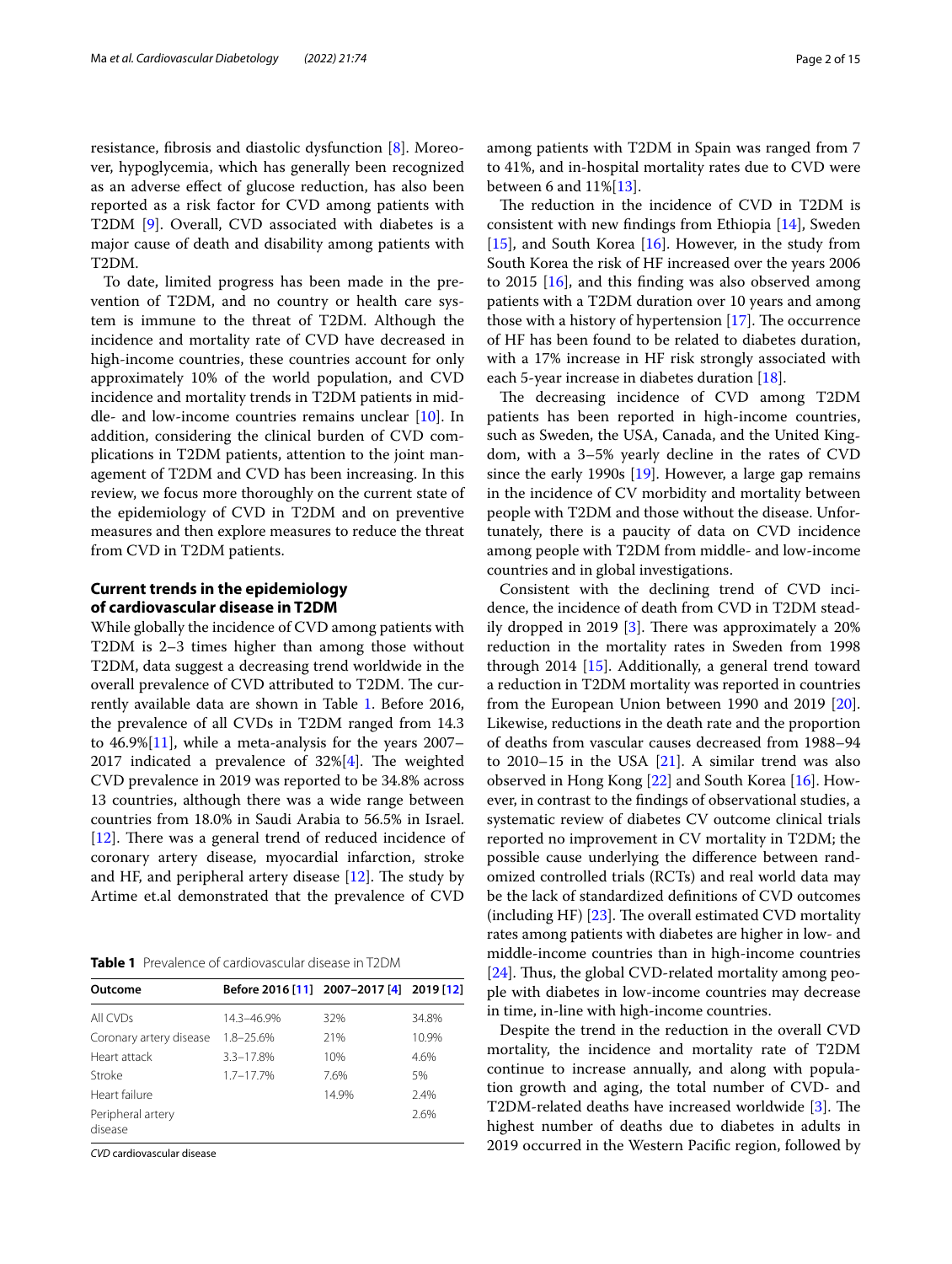resistance, fibrosis and diastolic dysfunction [8]. Moreover, hypoglycemia, which has generally been recognized as an adverse effect of glucose reduction, has also been reported as a risk factor for CVD among patients with T2DM [9]. Overall, CVD associated with diabetes is a major cause of death and disability among patients with T2DM.

To date, limited progress has been made in the prevention of T2DM, and no country or health care system is immune to the threat of T2DM. Although the incidence and mortality rate of CVD have decreased in high-income countries, these countries account for only approximately 10% of the world population, and CVD incidence and mortality trends in T2DM patients in middle- and low-income countries remains unclear [10]. In addition, considering the clinical burden of CVD complications in T2DM patients, attention to the joint management of T2DM and CVD has been increasing. In this review, we focus more thoroughly on the current state of the epidemiology of CVD in T2DM and on preventive measures and then explore measures to reduce the threat from CVD in T2DM patients.

## Current trends in the epidemiology of cardiovascular disease in T2DM

While globally the incidence of CVD among patients with T2DM is 2–3 times higher than among those without T2DM, data suggest a decreasing trend worldwide in the overall prevalence of CVD attributed to T2DM. The currently available data are shown in Table 1. Before 2016, the prevalence of all CVDs in T2DM ranged from 14.3 to 46.9%[11], while a meta-analysis for the years 2007–2017 indicated a prevalence of 32%[4]. The weighted CVD prevalence in 2019 was reported to be 34.8% across 13 countries, although there was a wide range between countries from 18.0% in Saudi Arabia to 56.5% in Israel. [12]. There was a general trend of reduced incidence of coronary artery disease, myocardial infarction, stroke and HF, and peripheral artery disease [12]. The study by Artime et.al demonstrated that the prevalence of CVD among patients with T2DM in Spain was ranged from 7 to 41%, and in-hospital mortality rates due to CVD were between 6 and 11%[13].

**Table 1** Prevalence of cardiovascular disease in T2DM

| Outcome | Before 2016 [11] | 2007–2017 [4] | 2019 [12] |
|---|---|---|---|
| All CVDs | 14.3–46.9% | 32% | 34.8% |
| Coronary artery disease | 1.8–25.6% | 21% | 10.9% |
| Heart attack | 3.3–17.8% | 10% | 4.6% |
| Stroke | 1.7–17.7% | 7.6% | 5% |
| Heart failure | | 14.9% | 2.4% |
| Peripheral artery disease | | | 2.6% |

*CVD* cardiovascular disease

The reduction in the incidence of CVD in T2DM is consistent with new findings from Ethiopia [14], Sweden [15], and South Korea [16]. However, in the study from South Korea the risk of HF increased over the years 2006 to 2015 [16], and this finding was also observed among patients with a T2DM duration over 10 years and among those with a history of hypertension [17]. The occurrence of HF has been found to be related to diabetes duration, with a 17% increase in HF risk strongly associated with each 5-year increase in diabetes duration [18].

The decreasing incidence of CVD among T2DM patients has been reported in high-income countries, such as Sweden, the USA, Canada, and the United Kingdom, with a 3–5% yearly decline in the rates of CVD since the early 1990s [19]. However, a large gap remains in the incidence of CV morbidity and mortality between people with T2DM and those without the disease. Unfortunately, there is a paucity of data on CVD incidence among people with T2DM from middle- and low-income countries and in global investigations.

Consistent with the declining trend of CVD incidence, the incidence of death from CVD in T2DM steadily dropped in 2019 [3]. There was approximately a 20% reduction in the mortality rates in Sweden from 1998 through 2014 [15]. Additionally, a general trend toward a reduction in T2DM mortality was reported in countries from the European Union between 1990 and 2019 [20]. Likewise, reductions in the death rate and the proportion of deaths from vascular causes decreased from 1988–94 to 2010–15 in the USA [21]. A similar trend was also observed in Hong Kong [22] and South Korea [16]. However, in contrast to the findings of observational studies, a systematic review of diabetes CV outcome clinical trials reported no improvement in CV mortality in T2DM; the possible cause underlying the difference between randomized controlled trials (RCTs) and real world data may be the lack of standardized definitions of CVD outcomes (including HF) [23]. The overall estimated CVD mortality rates among patients with diabetes are higher in low- and middle-income countries than in high-income countries [24]. Thus, the global CVD-related mortality among people with diabetes in low-income countries may decrease in time, in-line with high-income countries.

Despite the trend in the reduction in the overall CVD mortality, the incidence and mortality rate of T2DM continue to increase annually, and along with population growth and aging, the total number of CVD- and T2DM-related deaths have increased worldwide [3]. The highest number of deaths due to diabetes in adults in 2019 occurred in the Western Pacific region, followed by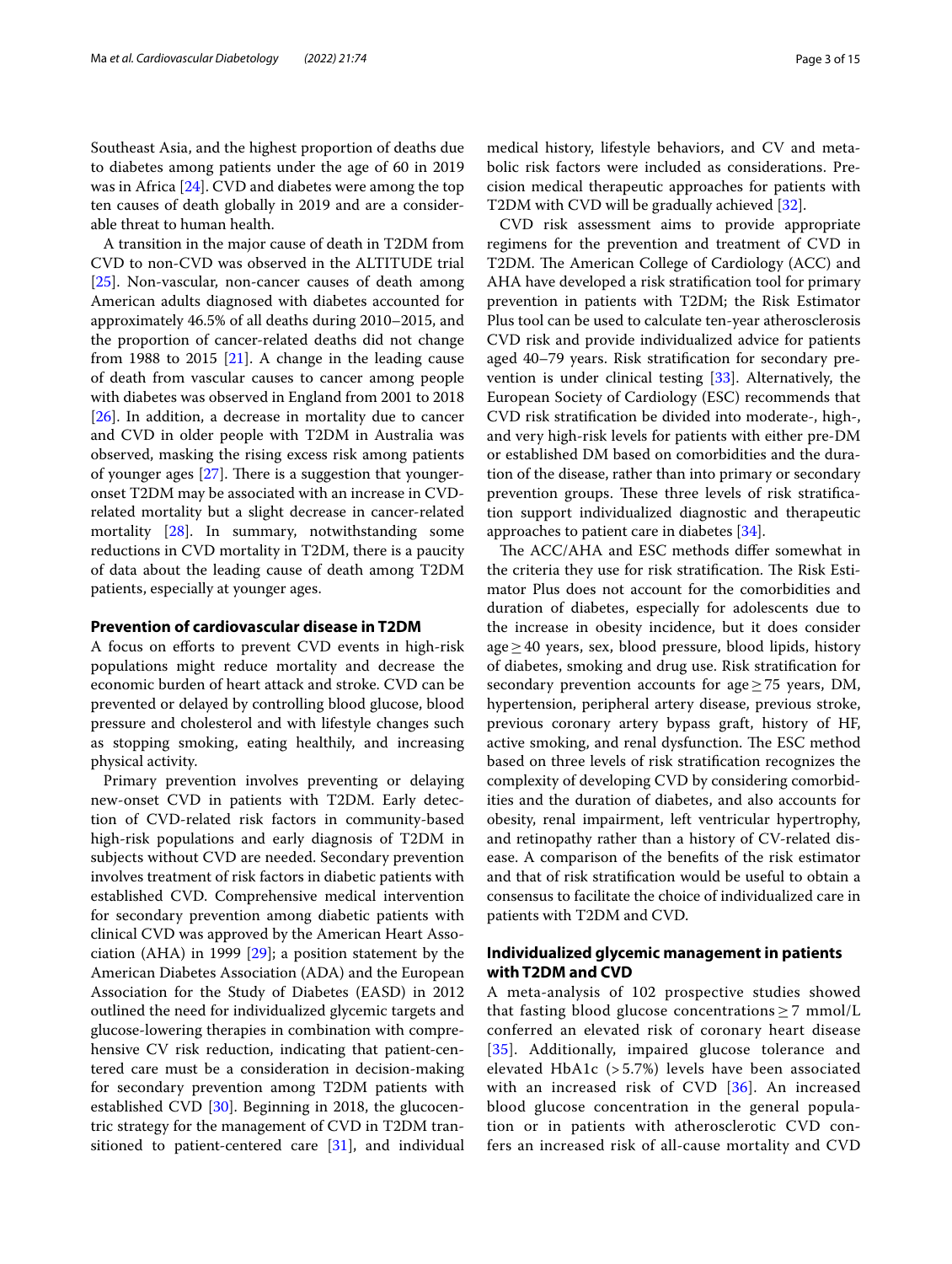Southeast Asia, and the highest proportion of deaths due to diabetes among patients under the age of 60 in 2019 was in Africa [24]. CVD and diabetes were among the top ten causes of death globally in 2019 and are a considerable threat to human health.

A transition in the major cause of death in T2DM from CVD to non-CVD was observed in the ALTITUDE trial [25]. Non-vascular, non-cancer causes of death among American adults diagnosed with diabetes accounted for approximately 46.5% of all deaths during 2010–2015, and the proportion of cancer-related deaths did not change from 1988 to 2015 [21]. A change in the leading cause of death from vascular causes to cancer among people with diabetes was observed in England from 2001 to 2018 [26]. In addition, a decrease in mortality due to cancer and CVD in older people with T2DM in Australia was observed, masking the rising excess risk among patients of younger ages [27]. There is a suggestion that younger-onset T2DM may be associated with an increase in CVD-related mortality but a slight decrease in cancer-related mortality [28]. In summary, notwithstanding some reductions in CVD mortality in T2DM, there is a paucity of data about the leading cause of death among T2DM patients, especially at younger ages.

## Prevention of cardiovascular disease in T2DM

A focus on efforts to prevent CVD events in high-risk populations might reduce mortality and decrease the economic burden of heart attack and stroke. CVD can be prevented or delayed by controlling blood glucose, blood pressure and cholesterol and with lifestyle changes such as stopping smoking, eating healthily, and increasing physical activity.

Primary prevention involves preventing or delaying new-onset CVD in patients with T2DM. Early detection of CVD-related risk factors in community-based high-risk populations and early diagnosis of T2DM in subjects without CVD are needed. Secondary prevention involves treatment of risk factors in diabetic patients with established CVD. Comprehensive medical intervention for secondary prevention among diabetic patients with clinical CVD was approved by the American Heart Association (AHA) in 1999 [29]; a position statement by the American Diabetes Association (ADA) and the European Association for the Study of Diabetes (EASD) in 2012 outlined the need for individualized glycemic targets and glucose-lowering therapies in combination with comprehensive CV risk reduction, indicating that patient-centered care must be a consideration in decision-making for secondary prevention among T2DM patients with established CVD [30]. Beginning in 2018, the glucocentric strategy for the management of CVD in T2DM transitioned to patient-centered care [31], and individual medical history, lifestyle behaviors, and CV and metabolic risk factors were included as considerations. Precision medical therapeutic approaches for patients with T2DM with CVD will be gradually achieved [32].

CVD risk assessment aims to provide appropriate regimens for the prevention and treatment of CVD in T2DM. The American College of Cardiology (ACC) and AHA have developed a risk stratification tool for primary prevention in patients with T2DM; the Risk Estimator Plus tool can be used to calculate ten-year atherosclerosis CVD risk and provide individualized advice for patients aged 40–79 years. Risk stratification for secondary prevention is under clinical testing [33]. Alternatively, the European Society of Cardiology (ESC) recommends that CVD risk stratification be divided into moderate-, high-, and very high-risk levels for patients with either pre-DM or established DM based on comorbidities and the duration of the disease, rather than into primary or secondary prevention groups. These three levels of risk stratification support individualized diagnostic and therapeutic approaches to patient care in diabetes [34].

The ACC/AHA and ESC methods differ somewhat in the criteria they use for risk stratification. The Risk Estimator Plus does not account for the comorbidities and duration of diabetes, especially for adolescents due to the increase in obesity incidence, but it does consider age ≥ 40 years, sex, blood pressure, blood lipids, history of diabetes, smoking and drug use. Risk stratification for secondary prevention accounts for age ≥ 75 years, DM, hypertension, peripheral artery disease, previous stroke, previous coronary artery bypass graft, history of HF, active smoking, and renal dysfunction. The ESC method based on three levels of risk stratification recognizes the complexity of developing CVD by considering comorbidities and the duration of diabetes, and also accounts for obesity, renal impairment, left ventricular hypertrophy, and retinopathy rather than a history of CV-related disease. A comparison of the benefits of the risk estimator and that of risk stratification would be useful to obtain a consensus to facilitate the choice of individualized care in patients with T2DM and CVD.

## Individualized glycemic management in patients with T2DM and CVD

A meta-analysis of 102 prospective studies showed that fasting blood glucose concentrations ≥ 7 mmol/L conferred an elevated risk of coronary heart disease [35]. Additionally, impaired glucose tolerance and elevated HbA1c (> 5.7%) levels have been associated with an increased risk of CVD [36]. An increased blood glucose concentration in the general population or in patients with atherosclerotic CVD confers an increased risk of all-cause mortality and CVD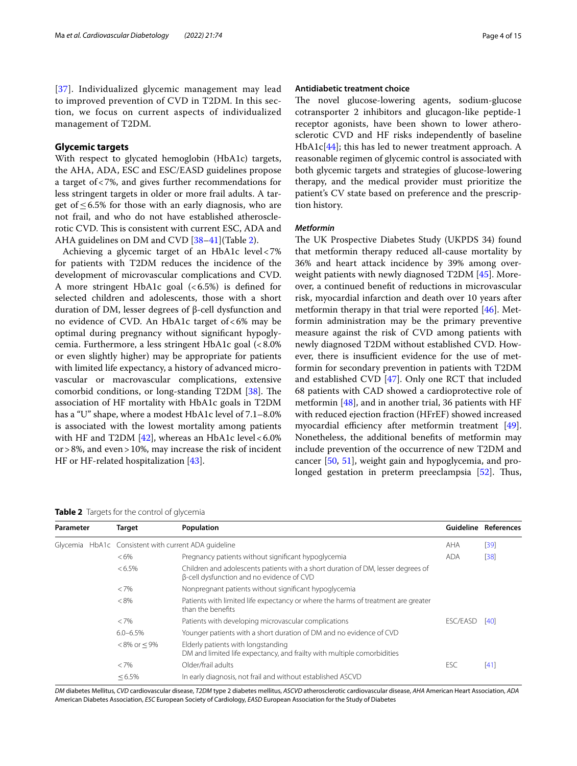[37]. Individualized glycemic management may lead to improved prevention of CVD in T2DM. In this section, we focus on current aspects of individualized management of T2DM.

## Glycemic targets

With respect to glycated hemoglobin (HbA1c) targets, the AHA, ADA, ESC and ESC/EASD guidelines propose a target of < 7%, and gives further recommendations for less stringent targets in older or more frail adults. A target of ≤ 6.5% for those with an early diagnosis, who are not frail, and who do not have established atherosclerotic CVD. This is consistent with current ESC, ADA and AHA guidelines on DM and CVD [38–41](Table 2).

Achieving a glycemic target of an HbA1c level < 7% for patients with T2DM reduces the incidence of the development of microvascular complications and CVD. A more stringent HbA1c goal (< 6.5%) is defined for selected children and adolescents, those with a short duration of DM, lesser degrees of β-cell dysfunction and no evidence of CVD. An HbA1c target of < 6% may be optimal during pregnancy without significant hypoglycemia. Furthermore, a less stringent HbA1c goal (< 8.0% or even slightly higher) may be appropriate for patients with limited life expectancy, a history of advanced microvascular or macrovascular complications, extensive comorbid conditions, or long-standing T2DM [38]. The association of HF mortality with HbA1c goals in T2DM has a "U" shape, where a modest HbA1c level of 7.1–8.0% is associated with the lowest mortality among patients with HF and T2DM [42], whereas an HbA1c level < 6.0% or > 8%, and even > 10%, may increase the risk of incident HF or HF-related hospitalization [43].

## Antidiabetic treatment choice

The novel glucose-lowering agents, sodium-glucose cotransporter 2 inhibitors and glucagon-like peptide-1 receptor agonists, have been shown to lower atherosclerotic CVD and HF risks independently of baseline HbA1c[44]; this has led to newer treatment approach. A reasonable regimen of glycemic control is associated with both glycemic targets and strategies of glucose-lowering therapy, and the medical provider must prioritize the patient's CV state based on preference and the prescription history.

### *Metformin*

The UK Prospective Diabetes Study (UKPDS 34) found that metformin therapy reduced all-cause mortality by 36% and heart attack incidence by 39% among overweight patients with newly diagnosed T2DM [45]. Moreover, a continued benefit of reductions in microvascular risk, myocardial infarction and death over 10 years after metformin therapy in that trial were reported [46]. Metformin administration may be the primary preventive measure against the risk of CVD among patients with newly diagnosed T2DM without established CVD. However, there is insufficient evidence for the use of metformin for secondary prevention in patients with T2DM and established CVD [47]. Only one RCT that included 68 patients with CAD showed a cardioprotective role of metformin [48], and in another trial, 36 patients with HF with reduced ejection fraction (HFrEF) showed increased myocardial efficiency after metformin treatment [49]. Nonetheless, the additional benefits of metformin may include prevention of the occurrence of new T2DM and cancer [50, 51], weight gain and hypoglycemia, and prolonged gestation in preterm preeclampsia [52]. Thus,

**Table 2** Targets for the control of glycemia

| Parameter | | Target | Population | Guideline | References |
|---|---|---|---|---|---|
| Glycemia | HbA1c | Consistent with current ADA guideline | | AHA | [39] |
| | | < 6% | Pregnancy patients without significant hypoglycemia | ADA | [38] |
| | | < 6.5% | Children and adolescents patients with a short duration of DM, lesser degrees of β-cell dysfunction and no evidence of CVD | | |
| | | < 7% | Nonpregnant patients without significant hypoglycemia | | |
| | | < 8% | Patients with limited life expectancy or where the harms of treatment are greater than the benefits | | |
| | | < 7% | Patients with developing microvascular complications | ESC/EASD | [40] |
| | | 6.0–6.5% | Younger patients with a short duration of DM and no evidence of CVD | | |
| | | < 8% or ≤ 9% | Elderly patients with longstanding DM and limited life expectancy, and frailty with multiple comorbidities | | |
| | | < 7% | Older/frail adults | ESC | [41] |
| | | ≤ 6.5% | In early diagnosis, not frail and without established ASCVD | | |

*DM* diabetes Mellitus, *CVD* cardiovascular disease, *T2DM* type 2 diabetes mellitus, *ASCVD* atherosclerotic cardiovascular disease, *AHA* American Heart Association, *ADA* American Diabetes Association, *ESC* European Society of Cardiology, *EASD* European Association for the Study of Diabetes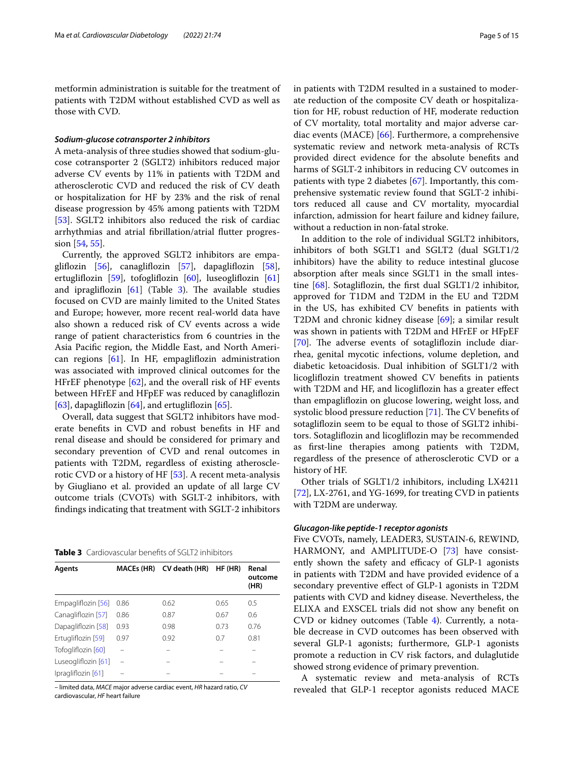metformin administration is suitable for the treatment of patients with T2DM without established CVD as well as those with CVD.

### *Sodium-glucose cotransporter 2 inhibitors*

A meta-analysis of three studies showed that sodium-glucose cotransporter 2 (SGLT2) inhibitors reduced major adverse CV events by 11% in patients with T2DM and atherosclerotic CVD and reduced the risk of CV death or hospitalization for HF by 23% and the risk of renal disease progression by 45% among patients with T2DM [53]. SGLT2 inhibitors also reduced the risk of cardiac arrhythmias and atrial fibrillation/atrial flutter progression [54, 55].

Currently, the approved SGLT2 inhibitors are empagliflozin [56], canagliflozin [57], dapagliflozin [58], ertugliflozin [59], tofogliflozin [60], luseogliflozin [61] and ipragliflozin [61] (Table 3). The available studies focused on CVD are mainly limited to the United States and Europe; however, more recent real-world data have also shown a reduced risk of CV events across a wide range of patient characteristics from 6 countries in the Asia Pacific region, the Middle East, and North American regions [61]. In HF, empagliflozin administration was associated with improved clinical outcomes for the HFrEF phenotype [62], and the overall risk of HF events between HFrEF and HFpEF was reduced by canagliflozin [63], dapagliflozin [64], and ertugliflozin [65].

Overall, data suggest that SGLT2 inhibitors have moderate benefits in CVD and robust benefits in HF and renal disease and should be considered for primary and secondary prevention of CVD and renal outcomes in patients with T2DM, regardless of existing atherosclerotic CVD or a history of HF [53]. A recent meta-analysis by Giugliano et al. provided an update of all large CV outcome trials (CVOTs) with SGLT-2 inhibitors, with findings indicating that treatment with SGLT-2 inhibitors in patients with T2DM resulted in a sustained to moderate reduction of the composite CV death or hospitalization for HF, robust reduction of HF, moderate reduction of CV mortality, total mortality and major adverse cardiac events (MACE) [66]. Furthermore, a comprehensive systematic review and network meta-analysis of RCTs provided direct evidence for the absolute benefits and harms of SGLT-2 inhibitors in reducing CV outcomes in patients with type 2 diabetes [67]. Importantly, this comprehensive systematic review found that SGLT-2 inhibitors reduced all cause and CV mortality, myocardial infarction, admission for heart failure and kidney failure, without a reduction in non-fatal stroke.

In addition to the role of individual SGLT2 inhibitors, inhibitors of both SGLT1 and SGLT2 (dual SGLT1/2 inhibitors) have the ability to reduce intestinal glucose absorption after meals since SGLT1 in the small intestine [68]. Sotagliflozin, the first dual SGLT1/2 inhibitor, approved for T1DM and T2DM in the EU and T2DM in the US, has exhibited CV benefits in patients with T2DM and chronic kidney disease [69]; a similar result was shown in patients with T2DM and HFrEF or HFpEF [70]. The adverse events of sotagliflozin include diarrhea, genital mycotic infections, volume depletion, and diabetic ketoacidosis. Dual inhibition of SGLT1/2 with licogliflozin treatment showed CV benefits in patients with T2DM and HF, and licogliflozin has a greater effect than empagliflozin on glucose lowering, weight loss, and systolic blood pressure reduction [71]. The CV benefits of sotagliflozin seem to be equal to those of SGLT2 inhibitors. Sotagliflozin and licogliflozin may be recommended as first-line therapies among patients with T2DM, regardless of the presence of atherosclerotic CVD or a history of HF.

Other trials of SGLT1/2 inhibitors, including LX4211 [72], LX-2761, and YG-1699, for treating CVD in patients with T2DM are underway.

**Table 3** Cardiovascular benefits of SGLT2 inhibitors

| Agents | MACEs (HR) | CV death (HR) | HF (HR) | Renal outcome (HR) |
|---|---|---|---|---|
| Empagliflozin [56] | 0.86 | 0.62 | 0.65 | 0.5 |
| Canagliflozin [57] | 0.86 | 0.87 | 0.67 | 0.6 |
| Dapagliflozin [58] | 0.93 | 0.98 | 0.73 | 0.76 |
| Ertugliflozin [59] | 0.97 | 0.92 | 0.7 | 0.81 |
| Tofogliflozin [60] | – | – | – | – |
| Luseogliflozin [61] | – | – | – | – |
| Ipragliflozin [61] | – | – | – | – |

– limited data, *MACE* major adverse cardiac event, *HR* hazard ratio, *CV* cardiovascular, *HF* heart failure

### *Glucagon-like peptide-1 receptor agonists*

Five CVOTs, namely, LEADER3, SUSTAIN-6, REWIND, HARMONY, and AMPLITUDE-O [73] have consistently shown the safety and efficacy of GLP-1 agonists in patients with T2DM and have provided evidence of a secondary preventive effect of GLP-1 agonists in T2DM patients with CVD and kidney disease. Nevertheless, the ELIXA and EXSCEL trials did not show any benefit on CVD or kidney outcomes (Table 4). Currently, a notable decrease in CVD outcomes has been observed with several GLP-1 agonists; furthermore, GLP-1 agonists promote a reduction in CV risk factors, and dulaglutide showed strong evidence of primary prevention.

A systematic review and meta-analysis of RCTs revealed that GLP-1 receptor agonists reduced MACE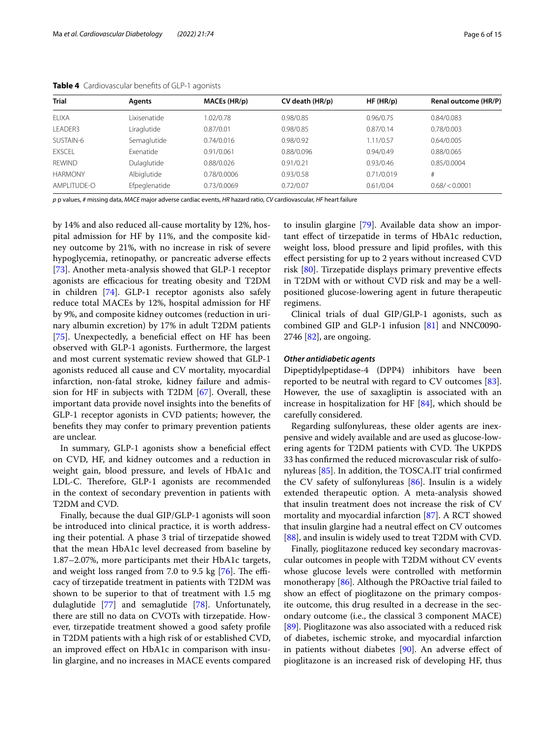**Table 4** Cardiovascular benefits of GLP-1 agonists

| Trial | Agents | MACEs (HR/p) | CV death (HR/p) | HF (HR/p) | Renal outcome (HR/P) |
|---|---|---|---|---|---|
| ELIXA | Lixisenatide | 1.02/0.78 | 0.98/0.85 | 0.96/0.75 | 0.84/0.083 |
| LEADER3 | Liraglutide | 0.87/0.01 | 0.98/0.85 | 0.87/0.14 | 0.78/0.003 |
| SUSTAIN-6 | Semaglutide | 0.74/0.016 | 0.98/0.92 | 1.11/0.57 | 0.64/0.005 |
| EXSCEL | Exenatide | 0.91/0.061 | 0.88/0.096 | 0.94/0.49 | 0.88/0.065 |
| REWIND | Dulaglutide | 0.88/0.026 | 0.91/0.21 | 0.93/0.46 | 0.85/0.0004 |
| HARMONY | Albiglutide | 0.78/0.0006 | 0.93/0.58 | 0.71/0.019 | # |
| AMPLITUDE-O | Efpeglenatide | 0.73/0.0069 | 0.72/0.07 | 0.61/0.04 | 0.68/ < 0.0001 |

*p* p values, # missing data, *MACE* major adverse cardiac events, *HR* hazard ratio, *CV* cardiovascular, *HF* heart failure

by 14% and also reduced all-cause mortality by 12%, hospital admission for HF by 11%, and the composite kidney outcome by 21%, with no increase in risk of severe hypoglycemia, retinopathy, or pancreatic adverse effects [73]. Another meta-analysis showed that GLP-1 receptor agonists are efficacious for treating obesity and T2DM in children [74]. GLP-1 receptor agonists also safely reduce total MACEs by 12%, hospital admission for HF by 9%, and composite kidney outcomes (reduction in urinary albumin excretion) by 17% in adult T2DM patients [75]. Unexpectedly, a beneficial effect on HF has been observed with GLP-1 agonists. Furthermore, the largest and most current systematic review showed that GLP-1 agonists reduced all cause and CV mortality, myocardial infarction, non-fatal stroke, kidney failure and admission for HF in subjects with T2DM [67]. Overall, these important data provide novel insights into the benefits of GLP-1 receptor agonists in CVD patients; however, the benefits they may confer to primary prevention patients are unclear.

In summary, GLP-1 agonists show a beneficial effect on CVD, HF, and kidney outcomes and a reduction in weight gain, blood pressure, and levels of HbA1c and LDL-C. Therefore, GLP-1 agonists are recommended in the context of secondary prevention in patients with T2DM and CVD.

Finally, because the dual GIP/GLP-1 agonists will soon be introduced into clinical practice, it is worth addressing their potential. A phase 3 trial of tirzepatide showed that the mean HbA1c level decreased from baseline by 1.87–2.07%, more participants met their HbA1c targets, and weight loss ranged from 7.0 to 9.5 kg [76]. The efficacy of tirzepatide treatment in patients with T2DM was shown to be superior to that of treatment with 1.5 mg dulaglutide [77] and semaglutide [78]. Unfortunately, there are still no data on CVOTs with tirzepatide. However, tirzepatide treatment showed a good safety profile in T2DM patients with a high risk of or established CVD, an improved effect on HbA1c in comparison with insulin glargine, and no increases in MACE events compared to insulin glargine [79]. Available data show an important effect of tirzepatide in terms of HbA1c reduction, weight loss, blood pressure and lipid profiles, with this effect persisting for up to 2 years without increased CVD risk [80]. Tirzepatide displays primary preventive effects in T2DM with or without CVD risk and may be a well-positioned glucose-lowering agent in future therapeutic regimens.

Clinical trials of dual GIP/GLP-1 agonists, such as combined GIP and GLP-1 infusion [81] and NNC0090-2746 [82], are ongoing.

#### *Other antidiabetic agents*

Dipeptidylpeptidase-4 (DPP4) inhibitors have been reported to be neutral with regard to CV outcomes [83]. However, the use of saxagliptin is associated with an increase in hospitalization for HF [84], which should be carefully considered.

Regarding sulfonylureas, these older agents are inexpensive and widely available and are used as glucose-lowering agents for T2DM patients with CVD. The UKPDS 33 has confirmed the reduced microvascular risk of sulfonylureas [85]. In addition, the TOSCA.IT trial confirmed the CV safety of sulfonylureas [86]. Insulin is a widely extended therapeutic option. A meta-analysis showed that insulin treatment does not increase the risk of CV mortality and myocardial infarction [87]. A RCT showed that insulin glargine had a neutral effect on CV outcomes [88], and insulin is widely used to treat T2DM with CVD.

Finally, pioglitazone reduced key secondary macrovascular outcomes in people with T2DM without CV events whose glucose levels were controlled with metformin monotherapy [86]. Although the PROactive trial failed to show an effect of pioglitazone on the primary composite outcome, this drug resulted in a decrease in the secondary outcome (i.e., the classical 3 component MACE) [89]. Pioglitazone was also associated with a reduced risk of diabetes, ischemic stroke, and myocardial infarction in patients without diabetes [90]. An adverse effect of pioglitazone is an increased risk of developing HF, thus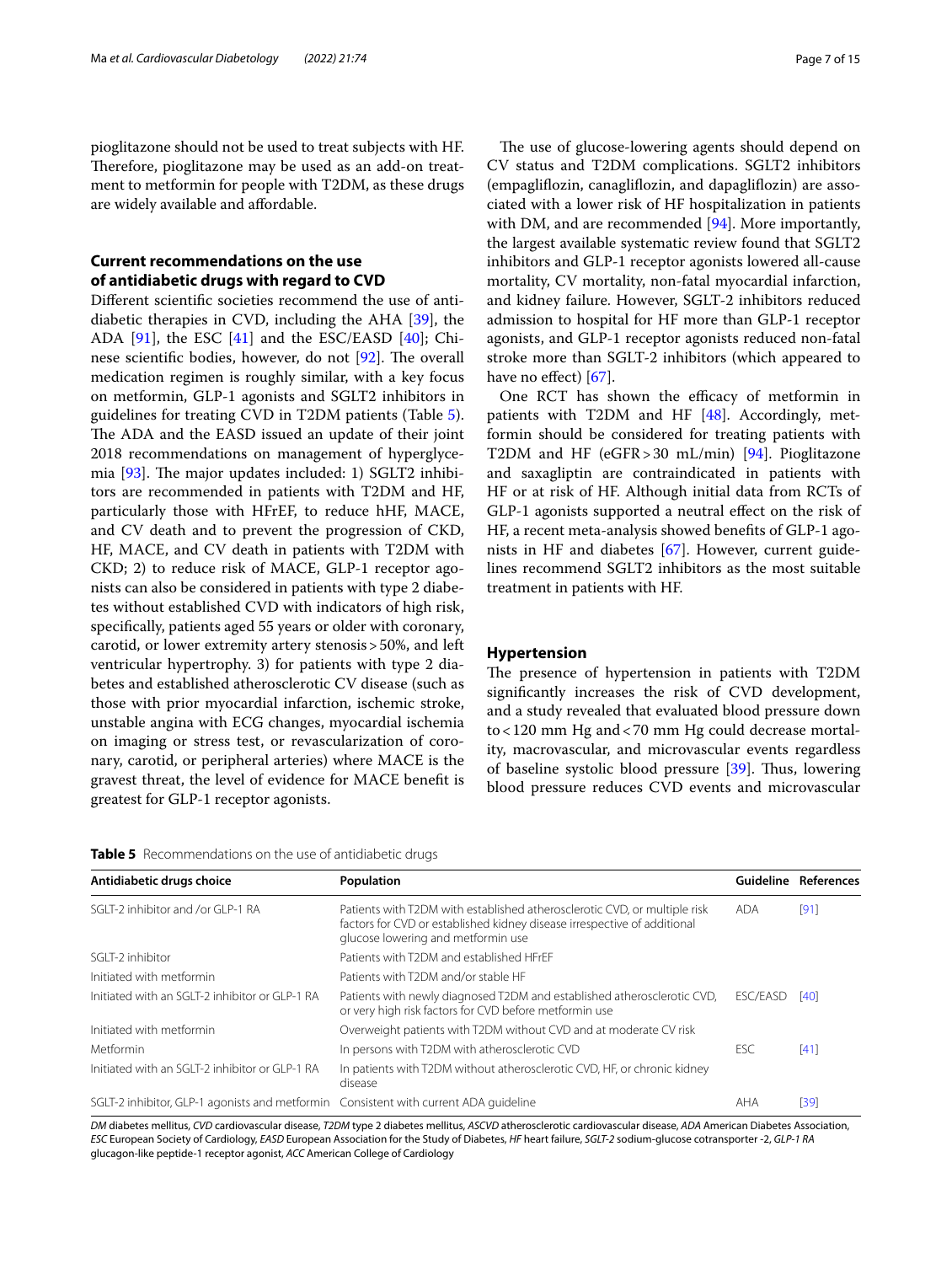pioglitazone should not be used to treat subjects with HF. Therefore, pioglitazone may be used as an add-on treatment to metformin for people with T2DM, as these drugs are widely available and affordable.

## Current recommendations on the use of antidiabetic drugs with regard to CVD

Different scientific societies recommend the use of antidiabetic therapies in CVD, including the AHA [39], the ADA [91], the ESC [41] and the ESC/EASD [40]; Chinese scientific bodies, however, do not [92]. The overall medication regimen is roughly similar, with a key focus on metformin, GLP-1 agonists and SGLT2 inhibitors in guidelines for treating CVD in T2DM patients (Table 5). The ADA and the EASD issued an update of their joint 2018 recommendations on management of hyperglycemia [93]. The major updates included: 1) SGLT2 inhibitors are recommended in patients with T2DM and HF, particularly those with HFrEF, to reduce hHF, MACE, and CV death and to prevent the progression of CKD, HF, MACE, and CV death in patients with T2DM with CKD; 2) to reduce risk of MACE, GLP-1 receptor agonists can also be considered in patients with type 2 diabetes without established CVD with indicators of high risk, specifically, patients aged 55 years or older with coronary, carotid, or lower extremity artery stenosis > 50%, and left ventricular hypertrophy. 3) for patients with type 2 diabetes and established atherosclerotic CV disease (such as those with prior myocardial infarction, ischemic stroke, unstable angina with ECG changes, myocardial ischemia on imaging or stress test, or revascularization of coronary, carotid, or peripheral arteries) where MACE is the gravest threat, the level of evidence for MACE benefit is greatest for GLP-1 receptor agonists.

The use of glucose-lowering agents should depend on CV status and T2DM complications. SGLT2 inhibitors (empagliflozin, canagliflozin, and dapagliflozin) are associated with a lower risk of HF hospitalization in patients with DM, and are recommended [94]. More importantly, the largest available systematic review found that SGLT2 inhibitors and GLP-1 receptor agonists lowered all-cause mortality, CV mortality, non-fatal myocardial infarction, and kidney failure. However, SGLT-2 inhibitors reduced admission to hospital for HF more than GLP-1 receptor agonists, and GLP-1 receptor agonists reduced non-fatal stroke more than SGLT-2 inhibitors (which appeared to have no effect) [67].

One RCT has shown the efficacy of metformin in patients with T2DM and HF [48]. Accordingly, metformin should be considered for treating patients with T2DM and HF (eGFR > 30 mL/min) [94]. Pioglitazone and saxagliptin are contraindicated in patients with HF or at risk of HF. Although initial data from RCTs of GLP-1 agonists supported a neutral effect on the risk of HF, a recent meta-analysis showed benefits of GLP-1 agonists in HF and diabetes [67]. However, current guidelines recommend SGLT2 inhibitors as the most suitable treatment in patients with HF.

## Hypertension

The presence of hypertension in patients with T2DM significantly increases the risk of CVD development, and a study revealed that evaluated blood pressure down to < 120 mm Hg and < 70 mm Hg could decrease mortality, macrovascular, and microvascular events regardless of baseline systolic blood pressure [39]. Thus, lowering blood pressure reduces CVD events and microvascular

**Table 5** Recommendations on the use of antidiabetic drugs

| Antidiabetic drugs choice | Population | Guideline | References |
|---|---|---|---|
| SGLT-2 inhibitor and /or GLP-1 RA | Patients with T2DM with established atherosclerotic CVD, or multiple risk factors for CVD or established kidney disease irrespective of additional glucose lowering and metformin use | ADA | [91] |
| SGLT-2 inhibitor | Patients with T2DM and established HFrEF | | |
| Initiated with metformin | Patients with T2DM and/or stable HF | | |
| Initiated with an SGLT-2 inhibitor or GLP-1 RA | Patients with newly diagnosed T2DM and established atherosclerotic CVD, or very high risk factors for CVD before metformin use | ESC/EASD | [40] |
| Initiated with metformin | Overweight patients with T2DM without CVD and at moderate CV risk | | |
| Metformin | In persons with T2DM with atherosclerotic CVD | ESC | [41] |
| Initiated with an SGLT-2 inhibitor or GLP-1 RA | In patients with T2DM without atherosclerotic CVD, HF, or chronic kidney disease | | |
| SGLT-2 inhibitor, GLP-1 agonists and metformin | Consistent with current ADA guideline | AHA | [39] |

*DM* diabetes mellitus, *CVD* cardiovascular disease, *T2DM* type 2 diabetes mellitus, *ASCVD* atherosclerotic cardiovascular disease, *ADA* American Diabetes Association, *ESC* European Society of Cardiology, *EASD* European Association for the Study of Diabetes, *HF* heart failure, *SGLT-2* sodium-glucose cotransporter -2, *GLP-1 RA* glucagon-like peptide-1 receptor agonist, *ACC* American College of Cardiology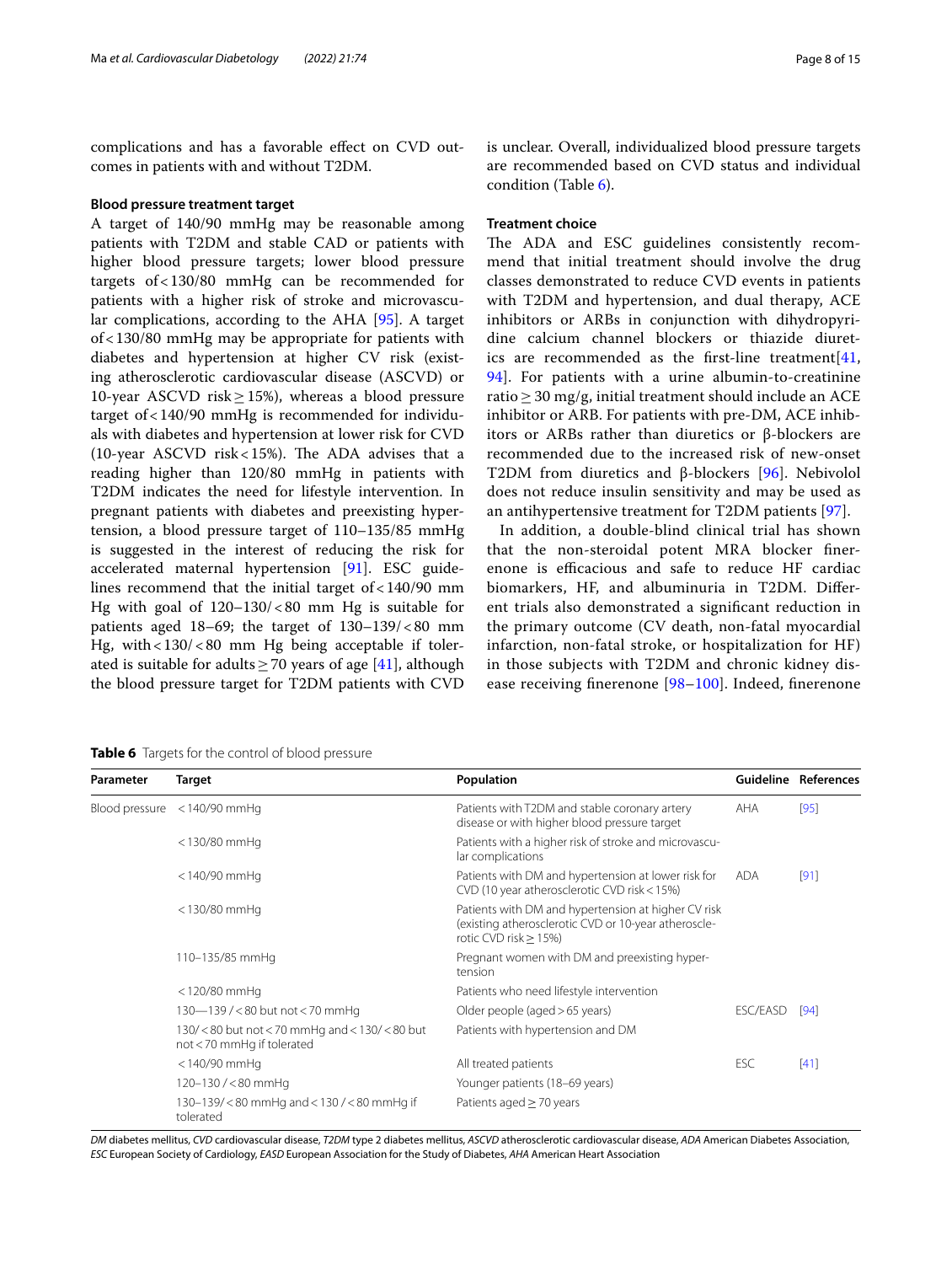complications and has a favorable effect on CVD outcomes in patients with and without T2DM.

### Blood pressure treatment target

A target of 140/90 mmHg may be reasonable among patients with T2DM and stable CAD or patients with higher blood pressure targets; lower blood pressure targets of < 130/80 mmHg can be recommended for patients with a higher risk of stroke and microvascular complications, according to the AHA [95]. A target of < 130/80 mmHg may be appropriate for patients with diabetes and hypertension at higher CV risk (existing atherosclerotic cardiovascular disease (ASCVD) or 10-year ASCVD risk ≥ 15%), whereas a blood pressure target of < 140/90 mmHg is recommended for individuals with diabetes and hypertension at lower risk for CVD (10-year ASCVD risk < 15%). The ADA advises that a reading higher than 120/80 mmHg in patients with T2DM indicates the need for lifestyle intervention. In pregnant patients with diabetes and preexisting hypertension, a blood pressure target of 110–135/85 mmHg is suggested in the interest of reducing the risk for accelerated maternal hypertension [91]. ESC guidelines recommend that the initial target of < 140/90 mm Hg with goal of 120–130/ < 80 mm Hg is suitable for patients aged 18–69; the target of 130–139/ < 80 mm Hg, with < 130/ < 80 mm Hg being acceptable if tolerated is suitable for adults ≥ 70 years of age [41], although the blood pressure target for T2DM patients with CVD is unclear. Overall, individualized blood pressure targets are recommended based on CVD status and individual condition (Table 6).

### Treatment choice

The ADA and ESC guidelines consistently recommend that initial treatment should involve the drug classes demonstrated to reduce CVD events in patients with T2DM and hypertension, and dual therapy, ACE inhibitors or ARBs in conjunction with dihydropyridine calcium channel blockers or thiazide diuretics are recommended as the first-line treatment[41, 94]. For patients with a urine albumin-to-creatinine ratio ≥ 30 mg/g, initial treatment should include an ACE inhibitor or ARB. For patients with pre-DM, ACE inhibitors or ARBs rather than diuretics or β-blockers are recommended due to the increased risk of new-onset T2DM from diuretics and β-blockers [96]. Nebivolol does not reduce insulin sensitivity and may be used as an antihypertensive treatment for T2DM patients [97].

In addition, a double-blind clinical trial has shown that the non-steroidal potent MRA blocker finerenone is efficacious and safe to reduce HF cardiac biomarkers, HF, and albuminuria in T2DM. Different trials also demonstrated a significant reduction in the primary outcome (CV death, non-fatal myocardial infarction, non-fatal stroke, or hospitalization for HF) in those subjects with T2DM and chronic kidney disease receiving finerenone [98–100]. Indeed, finerenone

**Table 6** Targets for the control of blood pressure

| Parameter | Target | Population | Guideline | References |
|---|---|---|---|---|
| Blood pressure | < 140/90 mmHg | Patients with T2DM and stable coronary artery disease or with higher blood pressure target | AHA | [95] |
| | < 130/80 mmHg | Patients with a higher risk of stroke and microvascular complications | | |
| | < 140/90 mmHg | Patients with DM and hypertension at lower risk for CVD (10 year atherosclerotic CVD risk < 15%) | ADA | [91] |
| | < 130/80 mmHg | Patients with DM and hypertension at higher CV risk (existing atherosclerotic CVD or 10-year atherosclerotic CVD risk ≥ 15%) | | |
| | 110–135/85 mmHg | Pregnant women with DM and preexisting hypertension | | |
| | < 120/80 mmHg | Patients who need lifestyle intervention | | |
| | 130—139 / < 80 but not < 70 mmHg | Older people (aged > 65 years) | ESC/EASD | [94] |
| | 130/ < 80 but not < 70 mmHg and < 130/ < 80 but not < 70 mmHg if tolerated | Patients with hypertension and DM | | |
| | < 140/90 mmHg | All treated patients | ESC | [41] |
| | 120–130 / < 80 mmHg | Younger patients (18–69 years) | | |
| | 130–139/ < 80 mmHg and < 130 / < 80 mmHg if tolerated | Patients aged ≥ 70 years | | |

*DM* diabetes mellitus, *CVD* cardiovascular disease, *T2DM* type 2 diabetes mellitus, *ASCVD* atherosclerotic cardiovascular disease, *ADA* American Diabetes Association, *ESC* European Society of Cardiology, *EASD* European Association for the Study of Diabetes, *AHA* American Heart Association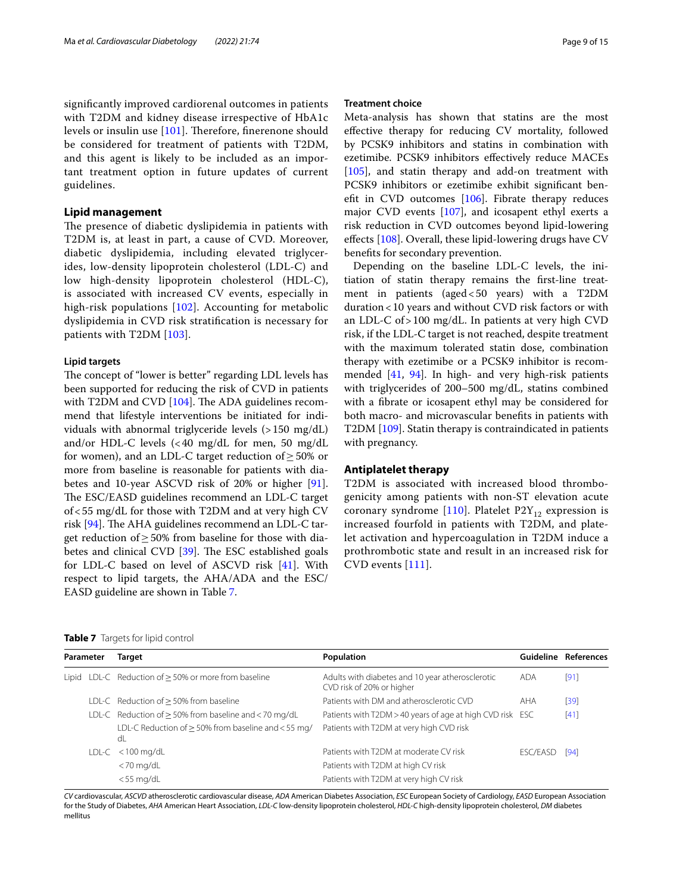significantly improved cardiorenal outcomes in patients with T2DM and kidney disease irrespective of HbA1c levels or insulin use [101]. Therefore, finerenone should be considered for treatment of patients with T2DM, and this agent is likely to be included as an important treatment option in future updates of current guidelines.

## Lipid management

The presence of diabetic dyslipidemia in patients with T2DM is, at least in part, a cause of CVD. Moreover, diabetic dyslipidemia, including elevated triglycerides, low-density lipoprotein cholesterol (LDL-C) and low high-density lipoprotein cholesterol (HDL-C), is associated with increased CV events, especially in high-risk populations [102]. Accounting for metabolic dyslipidemia in CVD risk stratification is necessary for patients with T2DM [103].

### Lipid targets

The concept of "lower is better" regarding LDL levels has been supported for reducing the risk of CVD in patients with T2DM and CVD [104]. The ADA guidelines recommend that lifestyle interventions be initiated for individuals with abnormal triglyceride levels (> 150 mg/dL) and/or HDL-C levels (< 40 mg/dL for men, 50 mg/dL for women), and an LDL-C target reduction of ≥ 50% or more from baseline is reasonable for patients with diabetes and 10-year ASCVD risk of 20% or higher [91]. The ESC/EASD guidelines recommend an LDL-C target of < 55 mg/dL for those with T2DM and at very high CV risk [94]. The AHA guidelines recommend an LDL-C target reduction of ≥ 50% from baseline for those with diabetes and clinical CVD [39]. The ESC established goals for LDL-C based on level of ASCVD risk [41]. With respect to lipid targets, the AHA/ADA and the ESC/EASD guideline are shown in Table 7.

### Treatment choice

Meta-analysis has shown that statins are the most effective therapy for reducing CV mortality, followed by PCSK9 inhibitors and statins in combination with ezetimibe. PCSK9 inhibitors effectively reduce MACEs [105], and statin therapy and add-on treatment with PCSK9 inhibitors or ezetimibe exhibit significant benefit in CVD outcomes [106]. Fibrate therapy reduces major CVD events [107], and icosapent ethyl exerts a risk reduction in CVD outcomes beyond lipid-lowering effects [108]. Overall, these lipid-lowering drugs have CV benefits for secondary prevention.

Depending on the baseline LDL-C levels, the initiation of statin therapy remains the first-line treatment in patients (aged < 50 years) with a T2DM duration < 10 years and without CVD risk factors or with an LDL-C of > 100 mg/dL. In patients at very high CVD risk, if the LDL-C target is not reached, despite treatment with the maximum tolerated statin dose, combination therapy with ezetimibe or a PCSK9 inhibitor is recommended [41, 94]. In high- and very high-risk patients with triglycerides of 200–500 mg/dL, statins combined with a fibrate or icosapent ethyl may be considered for both macro- and microvascular benefits in patients with T2DM [109]. Statin therapy is contraindicated in patients with pregnancy.

## Antiplatelet therapy

T2DM is associated with increased blood thrombogenicity among patients with non-ST elevation acute coronary syndrome [110]. Platelet $P2Y_{12}$ expression is increased fourfold in patients with T2DM, and platelet activation and hypercoagulation in T2DM induce a prothrombotic state and result in an increased risk for CVD events [111].

**Table 7** Targets for lipid control

| Parameter | | Target | Population | Guideline | References |
|---|---|---|---|---|---|
| Lipid | LDL-C | Reduction of ≥ 50% or more from baseline | Adults with diabetes and 10 year atherosclerotic CVD risk of 20% or higher | ADA | [91] |
| | LDL-C | Reduction of ≥ 50% from baseline | Patients with DM and atherosclerotic CVD | AHA | [39] |
| | LDL-C | Reduction of ≥ 50% from baseline and < 70 mg/dL | Patients with T2DM > 40 years of age at high CVD risk | ESC | [41] |
| | | LDL-C Reduction of ≥ 50% from baseline and < 55 mg/dL | Patients with T2DM at very high CVD risk | | |
| | LDL-C | < 100 mg/dL | Patients with T2DM at moderate CV risk | ESC/EASD | [94] |
| | | < 70 mg/dL | Patients with T2DM at high CV risk | | |
| | | < 55 mg/dL | Patients with T2DM at very high CV risk | | |

*CV* cardiovascular, *ASCVD* atherosclerotic cardiovascular disease, *ADA* American Diabetes Association, *ESC* European Society of Cardiology, *EASD* European Association for the Study of Diabetes, *AHA* American Heart Association, *LDL-C* low-density lipoprotein cholesterol, *HDL-C* high-density lipoprotein cholesterol, *DM* diabetes mellitus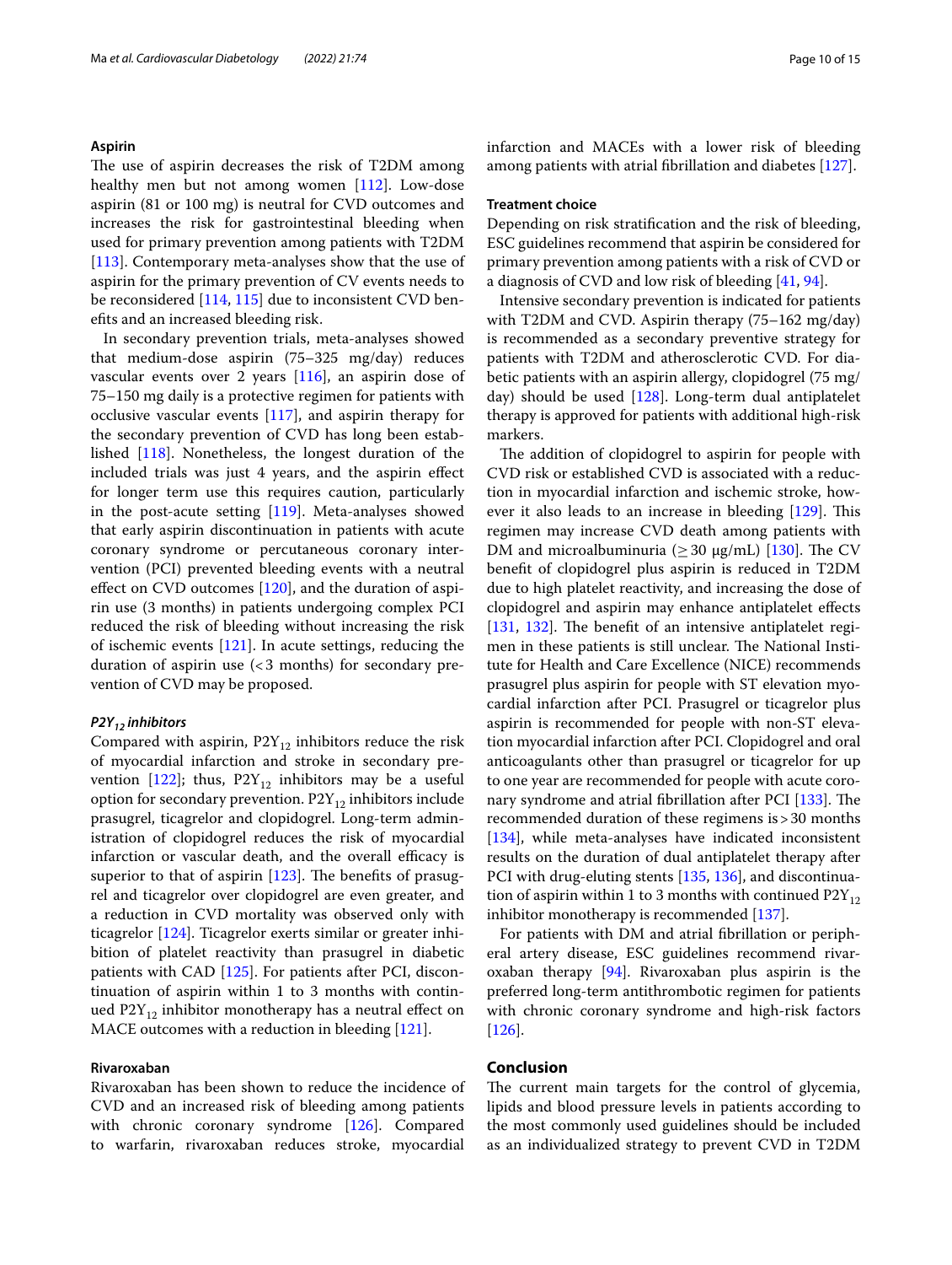### Aspirin

The use of aspirin decreases the risk of T2DM among healthy men but not among women [112]. Low-dose aspirin (81 or 100 mg) is neutral for CVD outcomes and increases the risk for gastrointestinal bleeding when used for primary prevention among patients with T2DM [113]. Contemporary meta-analyses show that the use of aspirin for the primary prevention of CV events needs to be reconsidered [114, 115] due to inconsistent CVD benefits and an increased bleeding risk.

In secondary prevention trials, meta-analyses showed that medium-dose aspirin (75–325 mg/day) reduces vascular events over 2 years [116], an aspirin dose of 75–150 mg daily is a protective regimen for patients with occlusive vascular events [117], and aspirin therapy for the secondary prevention of CVD has long been established [118]. Nonetheless, the longest duration of the included trials was just 4 years, and the aspirin effect for longer term use this requires caution, particularly in the post-acute setting [119]. Meta-analyses showed that early aspirin discontinuation in patients with acute coronary syndrome or percutaneous coronary intervention (PCI) prevented bleeding events with a neutral effect on CVD outcomes [120], and the duration of aspirin use (3 months) in patients undergoing complex PCI reduced the risk of bleeding without increasing the risk of ischemic events [121]. In acute settings, reducing the duration of aspirin use (< 3 months) for secondary prevention of CVD may be proposed.

### *$P2Y_{12}$ inhibitors*

Compared with aspirin, $P2Y_{12}$ inhibitors reduce the risk of myocardial infarction and stroke in secondary prevention [122]; thus, $P2Y_{12}$ inhibitors may be a useful option for secondary prevention. $P2Y_{12}$ inhibitors include prasugrel, ticagrelor and clopidogrel. Long-term administration of clopidogrel reduces the risk of myocardial infarction or vascular death, and the overall efficacy is superior to that of aspirin [123]. The benefits of prasugrel and ticagrelor over clopidogrel are even greater, and a reduction in CVD mortality was observed only with ticagrelor [124]. Ticagrelor exerts similar or greater inhibition of platelet reactivity than prasugrel in diabetic patients with CAD [125]. For patients after PCI, discontinuation of aspirin within 1 to 3 months with continued $P2Y_{12}$ inhibitor monotherapy has a neutral effect on MACE outcomes with a reduction in bleeding [121].

### Rivaroxaban

Rivaroxaban has been shown to reduce the incidence of CVD and an increased risk of bleeding among patients with chronic coronary syndrome [126]. Compared to warfarin, rivaroxaban reduces stroke, myocardial infarction and MACEs with a lower risk of bleeding among patients with atrial fibrillation and diabetes [127].

### Treatment choice

Depending on risk stratification and the risk of bleeding, ESC guidelines recommend that aspirin be considered for primary prevention among patients with a risk of CVD or a diagnosis of CVD and low risk of bleeding [41, 94].

Intensive secondary prevention is indicated for patients with T2DM and CVD. Aspirin therapy (75–162 mg/day) is recommended as a secondary preventive strategy for patients with T2DM and atherosclerotic CVD. For diabetic patients with an aspirin allergy, clopidogrel (75 mg/day) should be used [128]. Long-term dual antiplatelet therapy is approved for patients with additional high-risk markers.

The addition of clopidogrel to aspirin for people with CVD risk or established CVD is associated with a reduction in myocardial infarction and ischemic stroke, however it also leads to an increase in bleeding [129]. This regimen may increase CVD death among patients with DM and microalbuminuria ($\geq$ 30 μg/mL) [130]. The CV benefit of clopidogrel plus aspirin is reduced in T2DM due to high platelet reactivity, and increasing the dose of clopidogrel and aspirin may enhance antiplatelet effects [131, 132]. The benefit of an intensive antiplatelet regimen in these patients is still unclear. The National Institute for Health and Care Excellence (NICE) recommends prasugrel plus aspirin for people with ST elevation myocardial infarction after PCI. Prasugrel or ticagrelor plus aspirin is recommended for people with non-ST elevation myocardial infarction after PCI. Clopidogrel and oral anticoagulants other than prasugrel or ticagrelor for up to one year are recommended for people with acute coronary syndrome and atrial fibrillation after PCI [133]. The recommended duration of these regimens is > 30 months [134], while meta-analyses have indicated inconsistent results on the duration of dual antiplatelet therapy after PCI with drug-eluting stents [135, 136], and discontinuation of aspirin within 1 to 3 months with continued $P2Y_{12}$ inhibitor monotherapy is recommended [137].

For patients with DM and atrial fibrillation or peripheral artery disease, ESC guidelines recommend rivaroxaban therapy [94]. Rivaroxaban plus aspirin is the preferred long-term antithrombotic regimen for patients with chronic coronary syndrome and high-risk factors [126].

## Conclusion

The current main targets for the control of glycemia, lipids and blood pressure levels in patients according to the most commonly used guidelines should be included as an individualized strategy to prevent CVD in T2DM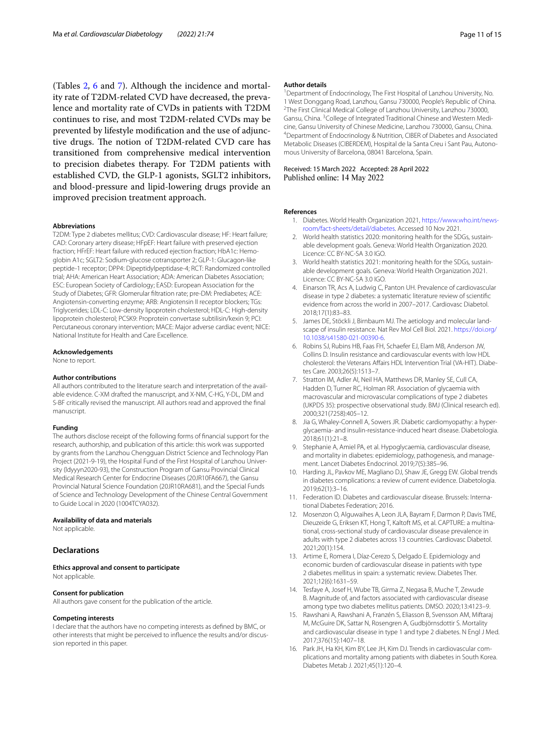(Tables 2, 6 and 7). Although the incidence and mortality rate of T2DM-related CVD have decreased, the prevalence and mortality rate of CVDs in patients with T2DM continues to rise, and most T2DM-related CVDs may be prevented by lifestyle modification and the use of adjunctive drugs. The notion of T2DM-related CVD care has transitioned from comprehensive medical intervention to precision diabetes therapy. For T2DM patients with established CVD, the GLP-1 agonists, SGLT2 inhibitors, and blood-pressure and lipid-lowering drugs provide an improved precision treatment approach.

#### Abbreviations
T2DM: Type 2 diabetes mellitus; CVD: Cardiovascular disease; HF: Heart failure; CAD: Coronary artery disease; HFpEF: Heart failure with preserved ejection fraction; HFrEF: Heart failure with reduced ejection fraction; HbA1c: Hemoglobin A1c; SGLT2: Sodium-glucose cotransporter 2; GLP-1: Glucagon-like peptide-1 receptor; DPP4: Dipeptidylpeptidase-4; RCT: Randomized controlled trial; AHA: American Heart Association; ADA: American Diabetes Association; ESC: European Society of Cardiology; EASD: European Association for the Study of Diabetes; GFR: Glomerular filtration rate; pre-DM: Prediabetes; ACE: Angiotensin-converting enzyme; ARB: Angiotensin II receptor blockers; TGs: Triglycerides; LDL-C: Low-density lipoprotein cholesterol; HDL-C: High-density lipoprotein cholesterol; PCSK9: Proprotein convertase subtilisin/kexin 9; PCI: Percutaneous coronary intervention; MACE: Major adverse cardiac event; NICE: National Institute for Health and Care Excellence.

#### Acknowledgements
None to report.

#### Author contributions
All authors contributed to the literature search and interpretation of the available evidence. C-XM drafted the manuscript, and X-NM, C-HG, Y-DL, DM and S-BF critically revised the manuscript. All authors read and approved the final manuscript.

#### Funding
The authors disclose receipt of the following forms of financial support for the research, authorship, and publication of this article: this work was supported by grants from the Lanzhou Chengguan District Science and Technology Plan Project (2021-9-19), the Hospital Fund of the First Hospital of Lanzhou University (ldyyyn2020-93), the Construction Program of Gansu Provincial Clinical Medical Research Center for Endocrine Diseases (20JR10FA667), the Gansu Provincial Natural Science Foundation (20JR10RA681), and the Special Funds of Science and Technology Development of the Chinese Central Government to Guide Local in 2020 (1004TCYA032).

#### Availability of data and materials
Not applicable.

### Declarations

#### Ethics approval and consent to participate
Not applicable.

#### Consent for publication
All authors gave consent for the publication of the article.

#### Competing interests
I declare that the authors have no competing interests as defined by BMC, or other interests that might be perceived to influence the results and/or discussion reported in this paper.

#### Author details
[1]Department of Endocrinology, The First Hospital of Lanzhou University, No. 1 West Donggang Road, Lanzhou, Gansu 730000, People's Republic of China. [2]The First Clinical Medical College of Lanzhou University, Lanzhou 730000, Gansu, China. [3]College of Integrated Traditional Chinese and Western Medicine, Gansu University of Chinese Medicine, Lanzhou 730000, Gansu, China. [4]Department of Endocrinology & Nutrition, CIBER of Diabetes and Associated Metabolic Diseases (CIBERDEM), Hospital de la Santa Creu i Sant Pau, Autonomous University of Barcelona, 08041 Barcelona, Spain.

Received: 15 March 2022 Accepted: 28 April 2022
Published online: 14 May 2022

#### References
1. Diabetes. World Health Organization 2021, https://www.who.int/news-room/fact-sheets/detail/diabetes. Accessed 10 Nov 2021.
2. World health statistics 2020: monitoring health for the SDGs, sustainable development goals. Geneva: World Health Organization 2020. Licence: CC BY-NC-SA 3.0 IGO.
3. World health statistics 2021: monitoring health for the SDGs, sustainable development goals. Geneva: World Health Organization 2021. Licence: CC BY-NC-SA 3.0 IGO.
4. Einarson TR, Acs A, Ludwig C, Panton UH. Prevalence of cardiovascular disease in type 2 diabetes: a systematic literature review of scientific evidence from across the world in 2007–2017. Cardiovasc Diabetol. 2018;17(1):83–83.
5. James DE, Stöckli J, Birnbaum MJ. The aetiology and molecular landscape of insulin resistance. Nat Rev Mol Cell Biol. 2021. https://doi.org/10.1038/s41580-021-00390-6.
6. Robins SJ, Rubins HB, Faas FH, Schaefer EJ, Elam MB, Anderson JW, Collins D. Insulin resistance and cardiovascular events with low HDL cholesterol: the Veterans Affairs HDL Intervention Trial (VA-HIT). Diabetes Care. 2003;26(5):1513–7.
7. Stratton IM, Adler AI, Neil HA, Matthews DR, Manley SE, Cull CA, Hadden D, Turner RC, Holman RR. Association of glycaemia with macrovascular and microvascular complications of type 2 diabetes (UKPDS 35): prospective observational study. BMJ (Clinical research ed). 2000;321(7258):405–12.
8. Jia G, Whaley-Connell A, Sowers JR. Diabetic cardiomyopathy: a hyperglycaemia- and insulin-resistance-induced heart disease. Diabetologia. 2018;61(1):21–8.
9. Stephanie A, Amiel PA, et al. Hypoglycaemia, cardiovascular disease, and mortality in diabetes: epidemiology, pathogenesis, and management. Lancet Diabetes Endocrinol. 2019;7(5):385–96.
10. Harding JL, Pavkov ME, Magliano DJ, Shaw JE, Gregg EW. Global trends in diabetes complications: a review of current evidence. Diabetologia. 2019;62(1):3–16.
11. Federation ID. Diabetes and cardiovascular disease. Brussels: International Diabetes Federation; 2016.
12. Mosenzon O, Alguwaihes A, Leon JLA, Bayram F, Darmon P, Davis TME, Dieuzeide G, Eriksen KT, Hong T, Kaltoft MS, et al. CAPTURE: a multinational, cross-sectional study of cardiovascular disease prevalence in adults with type 2 diabetes across 13 countries. Cardiovasc Diabetol. 2021;20(1):154.
13. Artime E, Romera I, Díaz-Cerezo S, Delgado E. Epidemiology and economic burden of cardiovascular disease in patients with type 2 diabetes mellitus in spain: a systematic review. Diabetes Ther. 2021;12(6):1631–59.
14. Tesfaye A, Josef H, Wube TB, Girma Z, Negasa B, Muche T, Zewude B. Magnitude of, and factors associated with cardiovascular disease among type two diabetes mellitus patients. DMSO. 2020;13:4123–9.
15. Rawshani A, Rawshani A, Franzén S, Eliasson B, Svensson AM, Miftaraj M, McGuire DK, Sattar N, Rosengren A, Gudbjörnsdottir S. Mortality and cardiovascular disease in type 1 and type 2 diabetes. N Engl J Med. 2017;376(15):1407–18.
16. Park JH, Ha KH, Kim BY, Lee JH, Kim DJ. Trends in cardiovascular complications and mortality among patients with diabetes in South Korea. Diabetes Metab J. 2021;45(1):120–4.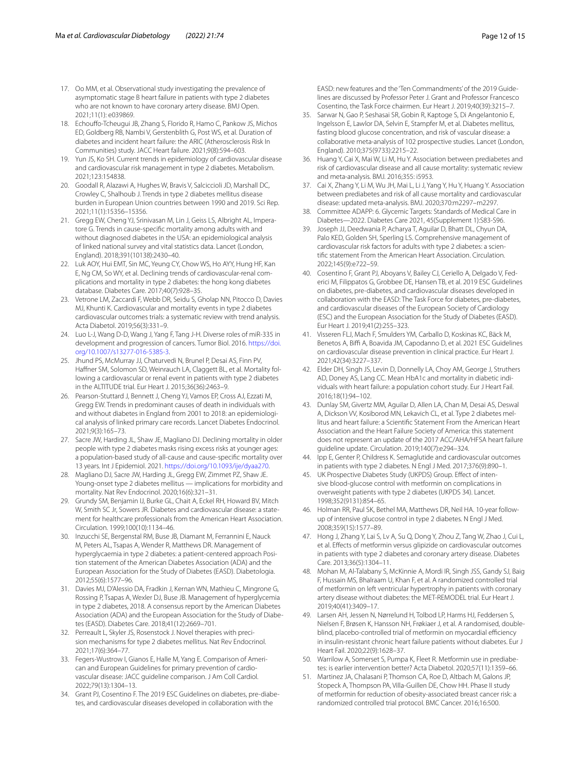17. Oo MM, et al. Observational study investigating the prevalence of asymptomatic stage B heart failure in patients with type 2 diabetes who are not known to have coronary artery disease. BMJ Open. 2021;11(1): e039869.
18. Echouffo-Tcheugui JB, Zhang S, Florido R, Hamo C, Pankow JS, Michos ED, Goldberg RB, Nambi V, Gerstenblith G, Post WS, et al. Duration of diabetes and incident heart failure: the ARIC (Atherosclerosis Risk In Communities) study. JACC Heart failure. 2021;9(8):594–603.
19. Yun JS, Ko SH. Current trends in epidemiology of cardiovascular disease and cardiovascular risk management in type 2 diabetes. Metabolism. 2021;123:154838.
20. Goodall R, Alazawi A, Hughes W, Bravis V, Salciccioli JD, Marshall DC, Crowley C, Shalhoub J. Trends in type 2 diabetes mellitus disease burden in European Union countries between 1990 and 2019. Sci Rep. 2021;11(1):15356–15356.
21. Gregg EW, Cheng YJ, Srinivasan M, Lin J, Geiss LS, Albright AL, Imperatore G. Trends in cause-specific mortality among adults with and without diagnosed diabetes in the USA: an epidemiological analysis of linked national survey and vital statistics data. Lancet (London, England). 2018;391(10138):2430–40.
22. Luk AOY, Hui EMT, Sin MC, Yeung CY, Chow WS, Ho AYY, Hung HF, Kan E, Ng CM, So WY, et al. Declining trends of cardiovascular-renal complications and mortality in type 2 diabetes: the hong kong diabetes database. Diabetes Care. 2017;40(7):928–35.
23. Vetrone LM, Zaccardi F, Webb DR, Seidu S, Gholap NN, Pitocco D, Davies MJ, Khunti K. Cardiovascular and mortality events in type 2 diabetes cardiovascular outcomes trials: a systematic review with trend analysis. Acta Diabetol. 2019;56(3):331–9.
24. Luo L-J, Wang D-D, Wang J, Yang F, Tang J-H. Diverse roles of miR-335 in development and progression of cancers. Tumor Biol. 2016. https://doi.org/10.1007/s13277-016-5385-3.
25. Jhund PS, McMurray JJ, Chaturvedi N, Brunel P, Desai AS, Finn PV, Haffner SM, Solomon SD, Weinrauch LA, Claggett BL, et al. Mortality following a cardiovascular or renal event in patients with type 2 diabetes in the ALTITUDE trial. Eur Heart J. 2015;36(36):2463–9.
26. Pearson-Stuttard J, Bennett J, Cheng YJ, Vamos EP, Cross AJ, Ezzati M, Gregg EW. Trends in predominant causes of death in individuals with and without diabetes in England from 2001 to 2018: an epidemiological analysis of linked primary care records. Lancet Diabetes Endocrinol. 2021;9(3):165–73.
27. Sacre JW, Harding JL, Shaw JE, Magliano DJ. Declining mortality in older people with type 2 diabetes masks rising excess risks at younger ages: a population-based study of all-cause and cause-specific mortality over 13 years. Int J Epidemiol. 2021. https://doi.org/10.1093/ije/dyaa270.
28. Magliano DJ, Sacre JW, Harding JL, Gregg EW, Zimmet PZ, Shaw JE. Young-onset type 2 diabetes mellitus — implications for morbidity and mortality. Nat Rev Endocrinol. 2020;16(6):321–31.
29. Grundy SM, Benjamin IJ, Burke GL, Chait A, Eckel RH, Howard BV, Mitch W, Smith SC Jr, Sowers JR. Diabetes and cardiovascular disease: a statement for healthcare professionals from the American Heart Association. Circulation. 1999;100(10):1134–46.
30. Inzucchi SE, Bergenstal RM, Buse JB, Diamant M, Ferrannini E, Nauck M, Peters AL, Tsapas A, Wender R, Matthews DR. Management of hyperglycaemia in type 2 diabetes: a patient-centered approach Position statement of the American Diabetes Association (ADA) and the European Association for the Study of Diabetes (EASD). Diabetologia. 2012;55(6):1577–96.
31. Davies MJ, D'Alessio DA, Fradkin J, Kernan WN, Mathieu C, Mingrone G, Rossing P, Tsapas A, Wexler DJ, Buse JB. Management of hyperglycemia in type 2 diabetes, 2018. A consensus report by the American Diabetes Association (ADA) and the European Association for the Study of Diabetes (EASD). Diabetes Care. 2018;41(12):2669–701.
32. Perreault L, Skyler JS, Rosenstock J. Novel therapies with precision mechanisms for type 2 diabetes mellitus. Nat Rev Endocrinol. 2021;17(6):364–77.
33. Fegers-Wustrow I, Gianos E, Halle M, Yang E. Comparison of American and European Guidelines for primary prevention of cardiovascular disease: JACC guideline comparison. J Am Coll Cardiol. 2022;79(13):1304–13.
34. Grant PJ, Cosentino F. The 2019 ESC Guidelines on diabetes, pre-diabetes, and cardiovascular diseases developed in collaboration with the EASD: new features and the 'Ten Commandments' of the 2019 Guidelines are discussed by Professor Peter J. Grant and Professor Francesco Cosentino, the Task Force chairmen. Eur Heart J. 2019;40(39):3215–7.
35. Sarwar N, Gao P, Seshasai SR, Gobin R, Kaptoge S, Di Angelantonio E, Ingelsson E, Lawlor DA, Selvin E, Stampfer M, et al. Diabetes mellitus, fasting blood glucose concentration, and risk of vascular disease: a collaborative meta-analysis of 102 prospective studies. Lancet (London, England). 2010;375(9733):2215–22.
36. Huang Y, Cai X, Mai W, Li M, Hu Y. Association between prediabetes and risk of cardiovascular disease and all cause mortality: systematic review and meta-analysis. BMJ. 2016;355: i5953.
37. Cai X, Zhang Y, Li M, Wu JH, Mai L, Li J, Yang Y, Hu Y, Huang Y. Association between prediabetes and risk of all cause mortality and cardiovascular disease: updated meta-analysis. BMJ. 2020;370:m2297–m2297.
38. Committee ADAPP: 6. Glycemic Targets: Standards of Medical Care in Diabetes—2022. Diabetes Care 2021, 45(Supplement 1):S83-S96.
39. Joseph JJ, Deedwania P, Acharya T, Aguilar D, Bhatt DL, Chyun DA, Palo KED, Golden SH, Sperling LS. Comprehensive management of cardiovascular risk factors for adults with type 2 diabetes: a scientific statement From the American Heart Association. Circulation. 2022;145(9):e722–59.
40. Cosentino F, Grant PJ, Aboyans V, Bailey CJ, Ceriello A, Delgado V, Federici M, Filippatos G, Grobbee DE, Hansen TB, et al. 2019 ESC Guidelines on diabetes, pre-diabetes, and cardiovascular diseases developed in collaboration with the EASD: The Task Force for diabetes, pre-diabetes, and cardiovascular diseases of the European Society of Cardiology (ESC) and the European Association for the Study of Diabetes (EASD). Eur Heart J. 2019;41(2):255–323.
41. Visseren FLJ, Mach F, Smulders YM, Carballo D, Koskinas KC, Bäck M, Benetos A, Biffi A, Boavida JM, Capodanno D, et al. 2021 ESC Guidelines on cardiovascular disease prevention in clinical practice. Eur Heart J. 2021;42(34):3227–337.
42. Elder DH, Singh JS, Levin D, Donnelly LA, Choy AM, George J, Struthers AD, Doney AS, Lang CC. Mean HbA1c and mortality in diabetic individuals with heart failure: a population cohort study. Eur J Heart Fail. 2016;18(1):94–102.
43. Dunlay SM, Givertz MM, Aguilar D, Allen LA, Chan M, Desai AS, Deswal A, Dickson VV, Kosiborod MN, Lekavich CL, et al. Type 2 diabetes mellitus and heart failure: a Scientific Statement From the American Heart Association and the Heart Failure Society of America: this statement does not represent an update of the 2017 ACC/AHA/HFSA heart failure guideline update. Circulation. 2019;140(7):e294–324.
44. Ipp E, Genter P, Childress K. Semaglutide and cardiovascular outcomes in patients with type 2 diabetes. N Engl J Med. 2017;376(9):890–1.
45. UK Prospective Diabetes Study (UKPDS) Group. Effect of intensive blood-glucose control with metformin on complications in overweight patients with type 2 diabetes (UKPDS 34). Lancet. 1998;352(9131):854–65.
46. Holman RR, Paul SK, Bethel MA, Matthews DR, Neil HA. 10-year follow-up of intensive glucose control in type 2 diabetes. N Engl J Med. 2008;359(15):1577–89.
47. Hong J, Zhang Y, Lai S, Lv A, Su Q, Dong Y, Zhou Z, Tang W, Zhao J, Cui L, et al. Effects of metformin versus glipizide on cardiovascular outcomes in patients with type 2 diabetes and coronary artery disease. Diabetes Care. 2013;36(5):1304–11.
48. Mohan M, Al-Talabany S, McKinnie A, Mordi IR, Singh JSS, Gandy SJ, Baig F, Hussain MS, Bhalraam U, Khan F, et al. A randomized controlled trial of metformin on left ventricular hypertrophy in patients with coronary artery disease without diabetes: the MET-REMODEL trial. Eur Heart J. 2019;40(41):3409–17.
49. Larsen AH, Jessen N, Nørrelund H, Tolbod LP, Harms HJ, Feddersen S, Nielsen F, Brøsen K, Hansson NH, Frøkiaer J, et al. A randomised, double-blind, placebo-controlled trial of metformin on myocardial efficiency in insulin-resistant chronic heart failure patients without diabetes. Eur J Heart Fail. 2020;22(9):1628–37.
50. Warrilow A, Somerset S, Pumpa K, Fleet R. Metformin use in prediabetes: is earlier intervention better? Acta Diabetol. 2020;57(11):1359–66.
51. Martinez JA, Chalasani P, Thomson CA, Roe D, Altbach M, Galons JP, Stopeck A, Thompson PA, Villa-Guillen DE, Chow HH. Phase II study of metformin for reduction of obesity-associated breast cancer risk: a randomized controlled trial protocol. BMC Cancer. 2016;16:500.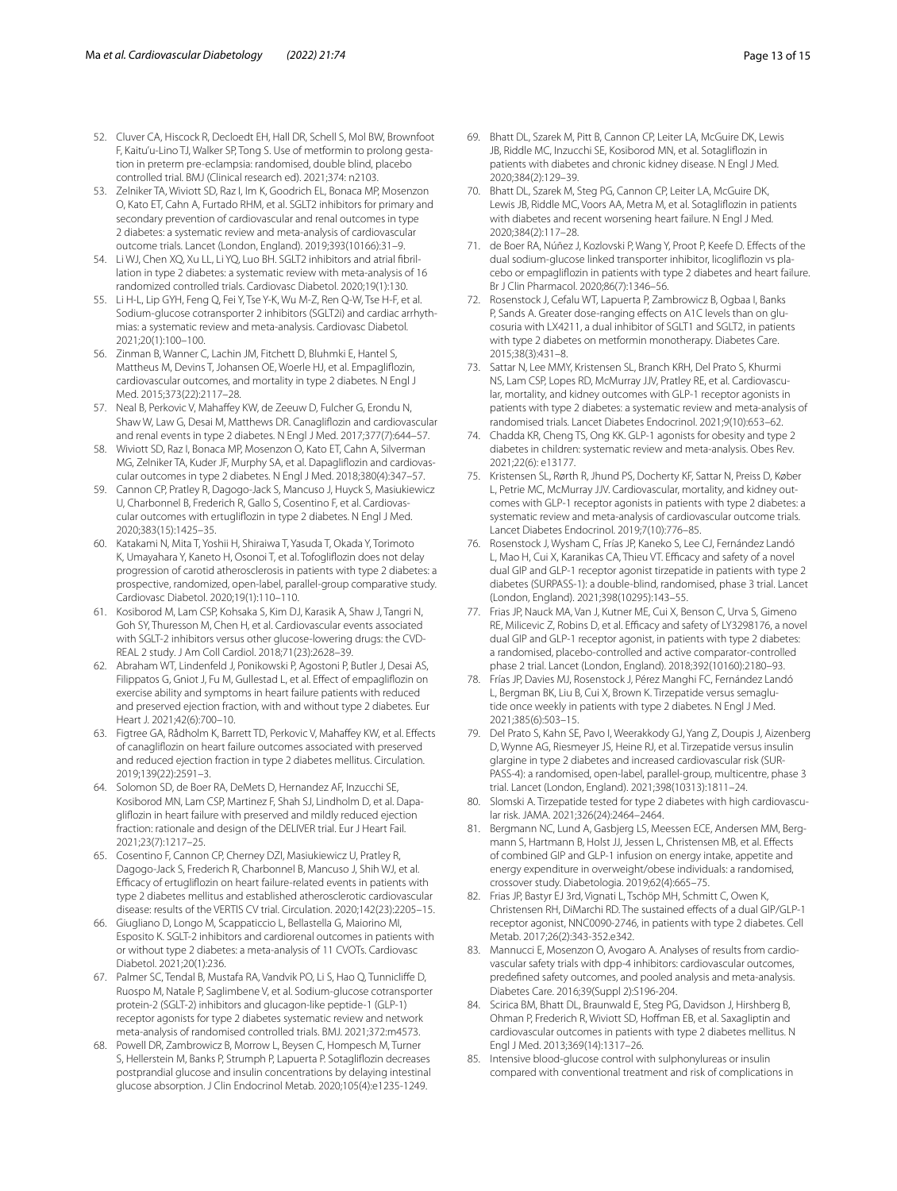52. Cluver CA, Hiscock R, Decloedt EH, Hall DR, Schell S, Mol BW, Brownfoot F, Kaitu'u-Lino TJ, Walker SP, Tong S. Use of metformin to prolong gestation in preterm pre-eclampsia: randomised, double blind, placebo controlled trial. BMJ (Clinical research ed). 2021;374: n2103.
53. Zelniker TA, Wiviott SD, Raz I, Im K, Goodrich EL, Bonaca MP, Mosenzon O, Kato ET, Cahn A, Furtado RHM, et al. SGLT2 inhibitors for primary and secondary prevention of cardiovascular and renal outcomes in type 2 diabetes: a systematic review and meta-analysis of cardiovascular outcome trials. Lancet (London, England). 2019;393(10166):31–9.
54. Li WJ, Chen XQ, Xu LL, Li YQ, Luo BH. SGLT2 inhibitors and atrial fibrillation in type 2 diabetes: a systematic review with meta-analysis of 16 randomized controlled trials. Cardiovasc Diabetol. 2020;19(1):130.
55. Li H-L, Lip GYH, Feng Q, Fei Y, Tse Y-K, Wu M-Z, Ren Q-W, Tse H-F, et al. Sodium-glucose cotransporter 2 inhibitors (SGLT2i) and cardiac arrhythmias: a systematic review and meta-analysis. Cardiovasc Diabetol. 2021;20(1):100–100.
56. Zinman B, Wanner C, Lachin JM, Fitchett D, Bluhmki E, Hantel S, Mattheus M, Devins T, Johansen OE, Woerle HJ, et al. Empagliflozin, cardiovascular outcomes, and mortality in type 2 diabetes. N Engl J Med. 2015;373(22):2117–28.
57. Neal B, Perkovic V, Mahaffey KW, de Zeeuw D, Fulcher G, Erondu N, Shaw W, Law G, Desai M, Matthews DR. Canagliflozin and cardiovascular and renal events in type 2 diabetes. N Engl J Med. 2017;377(7):644–57.
58. Wiviott SD, Raz I, Bonaca MP, Mosenzon O, Kato ET, Cahn A, Silverman MG, Zelniker TA, Kuder JF, Murphy SA, et al. Dapagliflozin and cardiovascular outcomes in type 2 diabetes. N Engl J Med. 2018;380(4):347–57.
59. Cannon CP, Pratley R, Dagogo-Jack S, Mancuso J, Huyck S, Masiukiewicz U, Charbonnel B, Frederich R, Gallo S, Cosentino F, et al. Cardiovascular outcomes with ertugliflozin in type 2 diabetes. N Engl J Med. 2020;383(15):1425–35.
60. Katakami N, Mita T, Yoshii H, Shiraiwa T, Yasuda T, Okada Y, Torimoto K, Umayahara Y, Kaneto H, Osonoi T, et al. Tofogliflozin does not delay progression of carotid atherosclerosis in patients with type 2 diabetes: a prospective, randomized, open-label, parallel-group comparative study. Cardiovasc Diabetol. 2020;19(1):110–110.
61. Kosiborod M, Lam CSP, Kohsaka S, Kim DJ, Karasik A, Shaw J, Tangri N, Goh SY, Thuresson M, Chen H, et al. Cardiovascular events associated with SGLT-2 inhibitors versus other glucose-lowering drugs: the CVD-REAL 2 study. J Am Coll Cardiol. 2018;71(23):2628–39.
62. Abraham WT, Lindenfeld J, Ponikowski P, Agostoni P, Butler J, Desai AS, Filippatos G, Gniot J, Fu M, Gullestad L, et al. Effect of empagliflozin on exercise ability and symptoms in heart failure patients with reduced and preserved ejection fraction, with and without type 2 diabetes. Eur Heart J. 2021;42(6):700–10.
63. Figtree GA, Rådholm K, Barrett TD, Perkovic V, Mahaffey KW, et al. Effects of canagliflozin on heart failure outcomes associated with preserved and reduced ejection fraction in type 2 diabetes mellitus. Circulation. 2019;139(22):2591–3.
64. Solomon SD, de Boer RA, DeMets D, Hernandez AF, Inzucchi SE, Kosiborod MN, Lam CSP, Martinez F, Shah SJ, Lindholm D, et al. Dapagliflozin in heart failure with preserved and mildly reduced ejection fraction: rationale and design of the DELIVER trial. Eur J Heart Fail. 2021;23(7):1217–25.
65. Cosentino F, Cannon CP, Cherney DZI, Masiukiewicz U, Pratley R, Dagogo-Jack S, Frederich R, Charbonnel B, Mancuso J, Shih WJ, et al. Efficacy of ertugliflozin on heart failure-related events in patients with type 2 diabetes mellitus and established atherosclerotic cardiovascular disease: results of the VERTIS CV trial. Circulation. 2020;142(23):2205–15.
66. Giugliano D, Longo M, Scappaticcio L, Bellastella G, Maiorino MI, Esposito K. SGLT-2 inhibitors and cardiorenal outcomes in patients with or without type 2 diabetes: a meta-analysis of 11 CVOTs. Cardiovasc Diabetol. 2021;20(1):236.
67. Palmer SC, Tendal B, Mustafa RA, Vandvik PO, Li S, Hao Q, Tunnicliffe D, Ruospo M, Natale P, Saglimbene V, et al. Sodium-glucose cotransporter protein-2 (SGLT-2) inhibitors and glucagon-like peptide-1 (GLP-1) receptor agonists for type 2 diabetes systematic review and network meta-analysis of randomised controlled trials. BMJ. 2021;372:m4573.
68. Powell DR, Zambrowicz B, Morrow L, Beysen C, Hompesch M, Turner S, Hellerstein M, Banks P, Strumph P, Lapuerta P. Sotagliflozin decreases postprandial glucose and insulin concentrations by delaying intestinal glucose absorption. J Clin Endocrinol Metab. 2020;105(4):e1235-1249.
69. Bhatt DL, Szarek M, Pitt B, Cannon CP, Leiter LA, McGuire DK, Lewis JB, Riddle MC, Inzucchi SE, Kosiborod MN, et al. Sotagliflozin in patients with diabetes and chronic kidney disease. N Engl J Med. 2020;384(2):129–39.
70. Bhatt DL, Szarek M, Steg PG, Cannon CP, Leiter LA, McGuire DK, Lewis JB, Riddle MC, Voors AA, Metra M, et al. Sotagliflozin in patients with diabetes and recent worsening heart failure. N Engl J Med. 2020;384(2):117–28.
71. de Boer RA, Núñez J, Kozlovski P, Wang Y, Proot P, Keefe D. Effects of the dual sodium-glucose linked transporter inhibitor, licogliflozin vs placebo or empagliflozin in patients with type 2 diabetes and heart failure. Br J Clin Pharmacol. 2020;86(7):1346–56.
72. Rosenstock J, Cefalu WT, Lapuerta P, Zambrowicz B, Ogbaa I, Banks P, Sands A. Greater dose-ranging effects on A1C levels than on glucosuria with LX4211, a dual inhibitor of SGLT1 and SGLT2, in patients with type 2 diabetes on metformin monotherapy. Diabetes Care. 2015;38(3):431–8.
73. Sattar N, Lee MMY, Kristensen SL, Branch KRH, Del Prato S, Khurmi NS, Lam CSP, Lopes RD, McMurray JJV, Pratley RE, et al. Cardiovascular, mortality, and kidney outcomes with GLP-1 receptor agonists in patients with type 2 diabetes: a systematic review and meta-analysis of randomised trials. Lancet Diabetes Endocrinol. 2021;9(10):653–62.
74. Chadda KR, Cheng TS, Ong KK. GLP-1 agonists for obesity and type 2 diabetes in children: systematic review and meta-analysis. Obes Rev. 2021;22(6): e13177.
75. Kristensen SL, Rørth R, Jhund PS, Docherty KF, Sattar N, Preiss D, Køber L, Petrie MC, McMurray JJV. Cardiovascular, mortality, and kidney outcomes with GLP-1 receptor agonists in patients with type 2 diabetes: a systematic review and meta-analysis of cardiovascular outcome trials. Lancet Diabetes Endocrinol. 2019;7(10):776–85.
76. Rosenstock J, Wysham C, Frías JP, Kaneko S, Lee CJ, Fernández Landó L, Mao H, Cui X, Karanikas CA, Thieu VT. Efficacy and safety of a novel dual GIP and GLP-1 receptor agonist tirzepatide in patients with type 2 diabetes (SURPASS-1): a double-blind, randomised, phase 3 trial. Lancet (London, England). 2021;398(10295):143–55.
77. Frias JP, Nauck MA, Van J, Kutner ME, Cui X, Benson C, Urva S, Gimeno RE, Milicevic Z, Robins D, et al. Efficacy and safety of LY3298176, a novel dual GIP and GLP-1 receptor agonist, in patients with type 2 diabetes: a randomised, placebo-controlled and active comparator-controlled phase 2 trial. Lancet (London, England). 2018;392(10160):2180–93.
78. Frías JP, Davies MJ, Rosenstock J, Pérez Manghi FC, Fernández Landó L, Bergman BK, Liu B, Cui X, Brown K. Tirzepatide versus semaglutide once weekly in patients with type 2 diabetes. N Engl J Med. 2021;385(6):503–15.
79. Del Prato S, Kahn SE, Pavo I, Weerakkody GJ, Yang Z, Doupis J, Aizenberg D, Wynne AG, Riesmeyer JS, Heine RJ, et al. Tirzepatide versus insulin glargine in type 2 diabetes and increased cardiovascular risk (SURPASS-4): a randomised, open-label, parallel-group, multicentre, phase 3 trial. Lancet (London, England). 2021;398(10313):1811–24.
80. Slomski A. Tirzepatide tested for type 2 diabetes with high cardiovascular risk. JAMA. 2021;326(24):2464–2464.
81. Bergmann NC, Lund A, Gasbjerg LS, Meessen ECE, Andersen MM, Bergmann S, Hartmann B, Holst JJ, Jessen L, Christensen MB, et al. Effects of combined GIP and GLP-1 infusion on energy intake, appetite and energy expenditure in overweight/obese individuals: a randomised, crossover study. Diabetologia. 2019;62(4):665–75.
82. Frias JP, Bastyr EJ 3rd, Vignati L, Tschöp MH, Schmitt C, Owen K, Christensen RH, DiMarchi RD. The sustained effects of a dual GIP/GLP-1 receptor agonist, NNC0090-2746, in patients with type 2 diabetes. Cell Metab. 2017;26(2):343-352.e342.
83. Mannucci E, Mosenzon O, Avogaro A. Analyses of results from cardiovascular safety trials with dpp-4 inhibitors: cardiovascular outcomes, predefined safety outcomes, and pooled analysis and meta-analysis. Diabetes Care. 2016;39(Suppl 2):S196-204.
84. Scirica BM, Bhatt DL, Braunwald E, Steg PG, Davidson J, Hirshberg B, Ohman P, Frederich R, Wiviott SD, Hoffman EB, et al. Saxagliptin and cardiovascular outcomes in patients with type 2 diabetes mellitus. N Engl J Med. 2013;369(14):1317–26.
85. Intensive blood-glucose control with sulphonylureas or insulin compared with conventional treatment and risk of complications in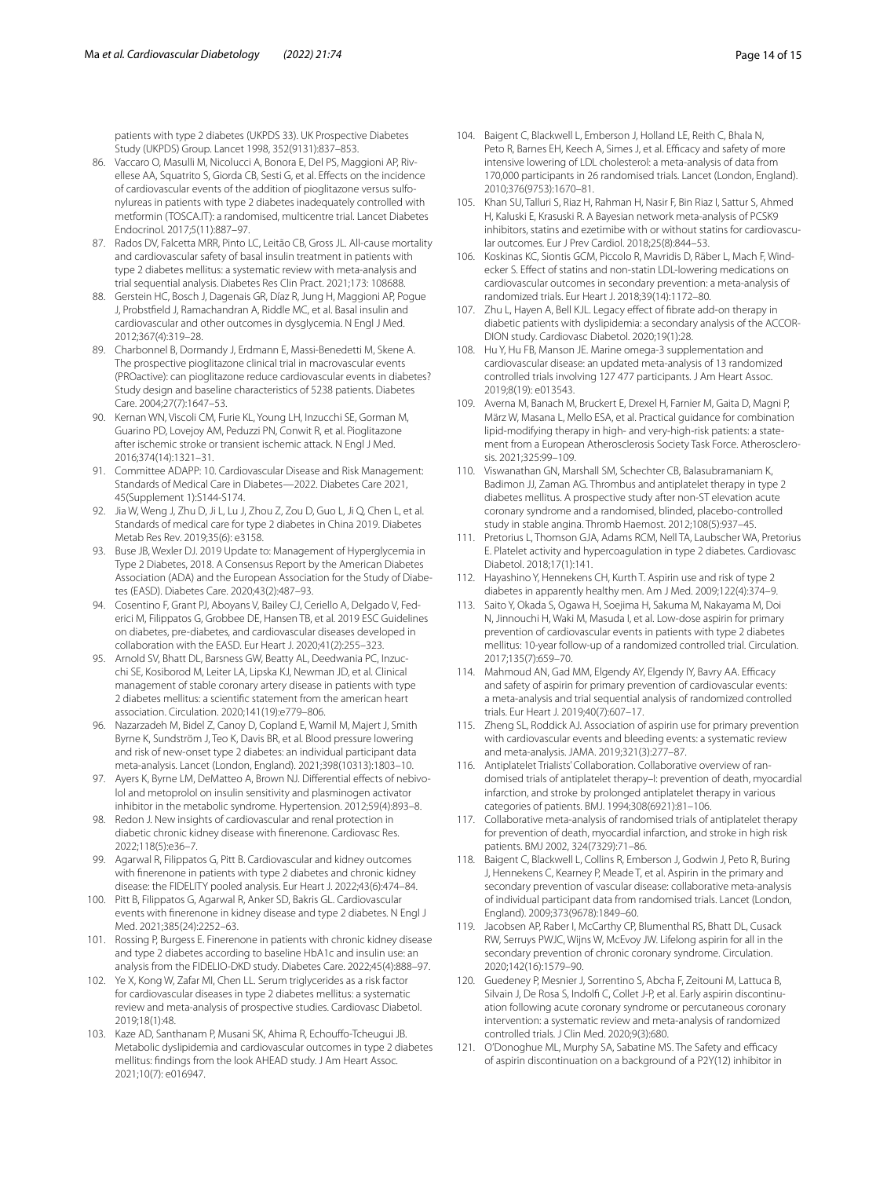patients with type 2 diabetes (UKPDS 33). UK Prospective Diabetes Study (UKPDS) Group. Lancet 1998, 352(9131):837–853.

86. Vaccaro O, Masulli M, Nicolucci A, Bonora E, Del PS, Maggioni AP, Rivellese AA, Squatrito S, Giorda CB, Sesti G, et al. Effects on the incidence of cardiovascular events of the addition of pioglitazone versus sulfonylureas in patients with type 2 diabetes inadequately controlled with metformin (TOSCA.IT): a randomised, multicentre trial. Lancet Diabetes Endocrinol. 2017;5(11):887–97.
87. Rados DV, Falcetta MRR, Pinto LC, Leitão CB, Gross JL. All-cause mortality and cardiovascular safety of basal insulin treatment in patients with type 2 diabetes mellitus: a systematic review with meta-analysis and trial sequential analysis. Diabetes Res Clin Pract. 2021;173: 108688.
88. Gerstein HC, Bosch J, Dagenais GR, Díaz R, Jung H, Maggioni AP, Pogue J, Probstfield J, Ramachandran A, Riddle MC, et al. Basal insulin and cardiovascular and other outcomes in dysglycemia. N Engl J Med. 2012;367(4):319–28.
89. Charbonnel B, Dormandy J, Erdmann E, Massi-Benedetti M, Skene A. The prospective pioglitazone clinical trial in macrovascular events (PROactive): can pioglitazone reduce cardiovascular events in diabetes? Study design and baseline characteristics of 5238 patients. Diabetes Care. 2004;27(7):1647–53.
90. Kernan WN, Viscoli CM, Furie KL, Young LH, Inzucchi SE, Gorman M, Guarino PD, Lovejoy AM, Peduzzi PN, Conwit R, et al. Pioglitazone after ischemic stroke or transient ischemic attack. N Engl J Med. 2016;374(14):1321–31.
91. Committee ADAPP: 10. Cardiovascular Disease and Risk Management: Standards of Medical Care in Diabetes—2022. Diabetes Care 2021, 45(Supplement 1):S144-S174.
92. Jia W, Weng J, Zhu D, Ji L, Lu J, Zhou Z, Zou D, Guo L, Ji Q, Chen L, et al. Standards of medical care for type 2 diabetes in China 2019. Diabetes Metab Res Rev. 2019;35(6): e3158.
93. Buse JB, Wexler DJ. 2019 Update to: Management of Hyperglycemia in Type 2 Diabetes, 2018. A Consensus Report by the American Diabetes Association (ADA) and the European Association for the Study of Diabetes (EASD). Diabetes Care. 2020;43(2):487–93.
94. Cosentino F, Grant PJ, Aboyans V, Bailey CJ, Ceriello A, Delgado V, Federici M, Filippatos G, Grobbee DE, Hansen TB, et al. 2019 ESC Guidelines on diabetes, pre-diabetes, and cardiovascular diseases developed in collaboration with the EASD. Eur Heart J. 2020;41(2):255–323.
95. Arnold SV, Bhatt DL, Barsness GW, Beatty AL, Deedwania PC, Inzucchi SE, Kosiborod M, Leiter LA, Lipska KJ, Newman JD, et al. Clinical management of stable coronary artery disease in patients with type 2 diabetes mellitus: a scientific statement from the american heart association. Circulation. 2020;141(19):e779–806.
96. Nazarzadeh M, Bidel Z, Canoy D, Copland E, Wamil M, Majert J, Smith Byrne K, Sundström J, Teo K, Davis BR, et al. Blood pressure lowering and risk of new-onset type 2 diabetes: an individual participant data meta-analysis. Lancet (London, England). 2021;398(10313):1803–10.
97. Ayers K, Byrne LM, DeMatteo A, Brown NJ. Differential effects of nebivolol and metoprolol on insulin sensitivity and plasminogen activator inhibitor in the metabolic syndrome. Hypertension. 2012;59(4):893–8.
98. Redon J. New insights of cardiovascular and renal protection in diabetic chronic kidney disease with finerenone. Cardiovasc Res. 2022;118(5):e36–7.
99. Agarwal R, Filippatos G, Pitt B. Cardiovascular and kidney outcomes with finerenone in patients with type 2 diabetes and chronic kidney disease: the FIDELITY pooled analysis. Eur Heart J. 2022;43(6):474–84.
100. Pitt B, Filippatos G, Agarwal R, Anker SD, Bakris GL. Cardiovascular events with finerenone in kidney disease and type 2 diabetes. N Engl J Med. 2021;385(24):2252–63.
101. Rossing P, Burgess E. Finerenone in patients with chronic kidney disease and type 2 diabetes according to baseline HbA1c and insulin use: an analysis from the FIDELIO-DKD study. Diabetes Care. 2022;45(4):888–97.
102. Ye X, Kong W, Zafar MI, Chen LL. Serum triglycerides as a risk factor for cardiovascular diseases in type 2 diabetes mellitus: a systematic review and meta-analysis of prospective studies. Cardiovasc Diabetol. 2019;18(1):48.
103. Kaze AD, Santhanam P, Musani SK, Ahima R, Echouffo-Tcheugui JB. Metabolic dyslipidemia and cardiovascular outcomes in type 2 diabetes mellitus: findings from the look AHEAD study. J Am Heart Assoc. 2021;10(7): e016947.
104. Baigent C, Blackwell L, Emberson J, Holland LE, Reith C, Bhala N, Peto R, Barnes EH, Keech A, Simes J, et al. Efficacy and safety of more intensive lowering of LDL cholesterol: a meta-analysis of data from 170,000 participants in 26 randomised trials. Lancet (London, England). 2010;376(9753):1670–81.
105. Khan SU, Talluri S, Riaz H, Rahman H, Nasir F, Bin Riaz I, Sattur S, Ahmed H, Kaluski E, Krasuski R. A Bayesian network meta-analysis of PCSK9 inhibitors, statins and ezetimibe with or without statins for cardiovascular outcomes. Eur J Prev Cardiol. 2018;25(8):844–53.
106. Koskinas KC, Siontis GCM, Piccolo R, Mavridis D, Räber L, Mach F, Windecker S. Effect of statins and non-statin LDL-lowering medications on cardiovascular outcomes in secondary prevention: a meta-analysis of randomized trials. Eur Heart J. 2018;39(14):1172–80.
107. Zhu L, Hayen A, Bell KJL. Legacy effect of fibrate add-on therapy in diabetic patients with dyslipidemia: a secondary analysis of the ACCORDION study. Cardiovasc Diabetol. 2020;19(1):28.
108. Hu Y, Hu FB, Manson JE. Marine omega-3 supplementation and cardiovascular disease: an updated meta-analysis of 13 randomized controlled trials involving 127 477 participants. J Am Heart Assoc. 2019;8(19): e013543.
109. Averna M, Banach M, Bruckert E, Drexel H, Farnier M, Gaita D, Magni P, März W, Masana L, Mello ESA, et al. Practical guidance for combination lipid-modifying therapy in high- and very-high-risk patients: a statement from a European Atherosclerosis Society Task Force. Atherosclerosis. 2021;325:99–109.
110. Viswanathan GN, Marshall SM, Schechter CB, Balasubramaniam K, Badimon JJ, Zaman AG. Thrombus and antiplatelet therapy in type 2 diabetes mellitus. A prospective study after non-ST elevation acute coronary syndrome and a randomised, blinded, placebo-controlled study in stable angina. Thromb Haemost. 2012;108(5):937–45.
111. Pretorius L, Thomson GJA, Adams RCM, Nell TA, Laubscher WA, Pretorius E. Platelet activity and hypercoagulation in type 2 diabetes. Cardiovasc Diabetol. 2018;17(1):141.
112. Hayashino Y, Hennekens CH, Kurth T. Aspirin use and risk of type 2 diabetes in apparently healthy men. Am J Med. 2009;122(4):374–9.
113. Saito Y, Okada S, Ogawa H, Soejima H, Sakuma M, Nakayama M, Doi N, Jinnouchi H, Waki M, Masuda I, et al. Low-dose aspirin for primary prevention of cardiovascular events in patients with type 2 diabetes mellitus: 10-year follow-up of a randomized controlled trial. Circulation. 2017;135(7):659–70.
114. Mahmoud AN, Gad MM, Elgendy AY, Elgendy IY, Bavry AA. Efficacy and safety of aspirin for primary prevention of cardiovascular events: a meta-analysis and trial sequential analysis of randomized controlled trials. Eur Heart J. 2019;40(7):607–17.
115. Zheng SL, Roddick AJ. Association of aspirin use for primary prevention with cardiovascular events and bleeding events: a systematic review and meta-analysis. JAMA. 2019;321(3):277–87.
116. Antiplatelet Trialists' Collaboration. Collaborative overview of randomised trials of antiplatelet therapy–I: prevention of death, myocardial infarction, and stroke by prolonged antiplatelet therapy in various categories of patients. BMJ. 1994;308(6921):81–106.
117. Collaborative meta-analysis of randomised trials of antiplatelet therapy for prevention of death, myocardial infarction, and stroke in high risk patients. BMJ 2002, 324(7329):71–86.
118. Baigent C, Blackwell L, Collins R, Emberson J, Godwin J, Peto R, Buring J, Hennekens C, Kearney P, Meade T, et al. Aspirin in the primary and secondary prevention of vascular disease: collaborative meta-analysis of individual participant data from randomised trials. Lancet (London, England). 2009;373(9678):1849–60.
119. Jacobsen AP, Raber I, McCarthy CP, Blumenthal RS, Bhatt DL, Cusack RW, Serruys PWJC, Wijns W, McEvoy JW. Lifelong aspirin for all in the secondary prevention of chronic coronary syndrome. Circulation. 2020;142(16):1579–90.
120. Guedeney P, Mesnier J, Sorrentino S, Abcha F, Zeitouni M, Lattuca B, Silvain J, De Rosa S, Indolfi C, Collet J-P, et al. Early aspirin discontinuation following acute coronary syndrome or percutaneous coronary intervention: a systematic review and meta-analysis of randomized controlled trials. J Clin Med. 2020;9(3):680.
121. O'Donoghue ML, Murphy SA, Sabatine MS. The Safety and efficacy of aspirin discontinuation on a background of a P2Y(12) inhibitor in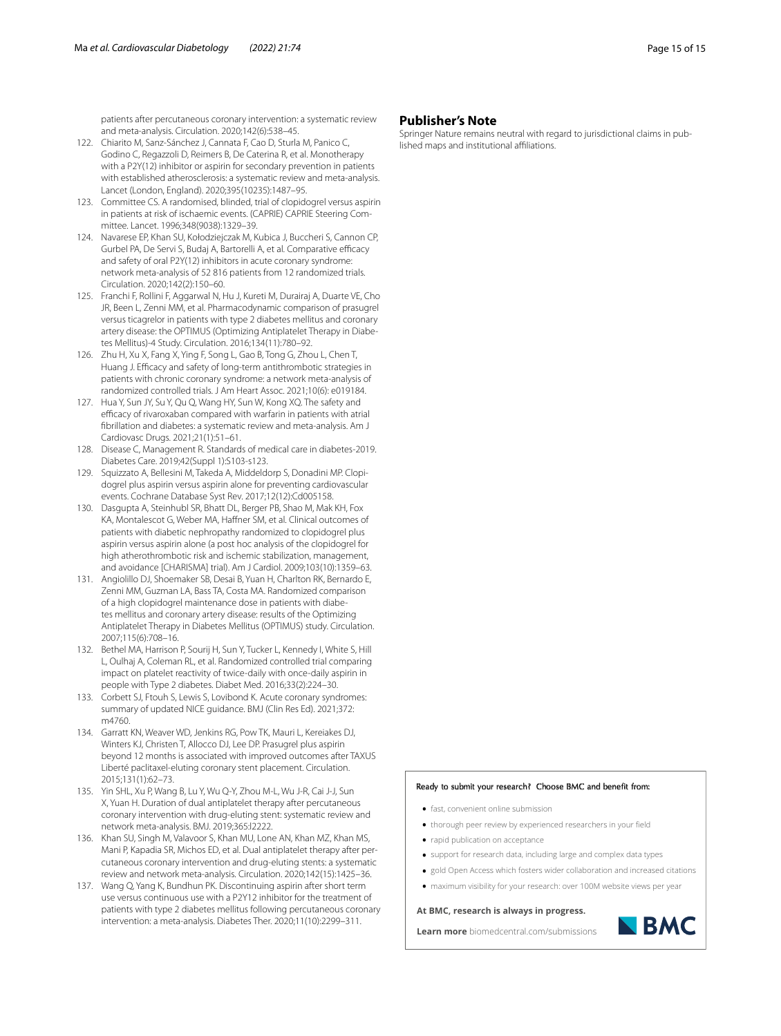patients after percutaneous coronary intervention: a systematic review and meta-analysis. Circulation. 2020;142(6):538–45.

122. Chiarito M, Sanz-Sánchez J, Cannata F, Cao D, Sturla M, Panico C, Godino C, Regazzoli D, Reimers B, De Caterina R, et al. Monotherapy with a P2Y(12) inhibitor or aspirin for secondary prevention in patients with established atherosclerosis: a systematic review and meta-analysis. Lancet (London, England). 2020;395(10235):1487–95.
123. Committee CS. A randomised, blinded, trial of clopidogrel versus aspirin in patients at risk of ischaemic events. (CAPRIE) CAPRIE Steering Committee. Lancet. 1996;348(9038):1329–39.
124. Navarese EP, Khan SU, Kołodziejczak M, Kubica J, Buccheri S, Cannon CP, Gurbel PA, De Servi S, Budaj A, Bartorelli A, et al. Comparative efficacy and safety of oral P2Y(12) inhibitors in acute coronary syndrome: network meta-analysis of 52 816 patients from 12 randomized trials. Circulation. 2020;142(2):150–60.
125. Franchi F, Rollini F, Aggarwal N, Hu J, Kureti M, Durairaj A, Duarte VE, Cho JR, Been L, Zenni MM, et al. Pharmacodynamic comparison of prasugrel versus ticagrelor in patients with type 2 diabetes mellitus and coronary artery disease: the OPTIMUS (Optimizing Antiplatelet Therapy in Diabetes Mellitus)-4 Study. Circulation. 2016;134(11):780–92.
126. Zhu H, Xu X, Fang X, Ying F, Song L, Gao B, Tong G, Zhou L, Chen T, Huang J. Efficacy and safety of long-term antithrombotic strategies in patients with chronic coronary syndrome: a network meta-analysis of randomized controlled trials. J Am Heart Assoc. 2021;10(6): e019184.
127. Hua Y, Sun JY, Su Y, Qu Q, Wang HY, Sun W, Kong XQ. The safety and efficacy of rivaroxaban compared with warfarin in patients with atrial fibrillation and diabetes: a systematic review and meta-analysis. Am J Cardiovasc Drugs. 2021;21(1):51–61.
128. Disease C, Management R. Standards of medical care in diabetes-2019. Diabetes Care. 2019;42(Suppl 1):S103-s123.
129. Squizzato A, Bellesini M, Takeda A, Middeldorp S, Donadini MP. Clopidogrel plus aspirin versus aspirin alone for preventing cardiovascular events. Cochrane Database Syst Rev. 2017;12(12):Cd005158.
130. Dasgupta A, Steinhubl SR, Bhatt DL, Berger PB, Shao M, Mak KH, Fox KA, Montalescot G, Weber MA, Haffner SM, et al. Clinical outcomes of patients with diabetic nephropathy randomized to clopidogrel plus aspirin versus aspirin alone (a post hoc analysis of the clopidogrel for high atherothrombotic risk and ischemic stabilization, management, and avoidance [CHARISMA] trial). Am J Cardiol. 2009;103(10):1359–63.
131. Angiolillo DJ, Shoemaker SB, Desai B, Yuan H, Charlton RK, Bernardo E, Zenni MM, Guzman LA, Bass TA, Costa MA. Randomized comparison of a high clopidogrel maintenance dose in patients with diabetes mellitus and coronary artery disease: results of the Optimizing Antiplatelet Therapy in Diabetes Mellitus (OPTIMUS) study. Circulation. 2007;115(6):708–16.
132. Bethel MA, Harrison P, Sourij H, Sun Y, Tucker L, Kennedy I, White S, Hill L, Oulhaj A, Coleman RL, et al. Randomized controlled trial comparing impact on platelet reactivity of twice-daily with once-daily aspirin in people with Type 2 diabetes. Diabet Med. 2016;33(2):224–30.
133. Corbett SJ, Ftouh S, Lewis S, Lovibond K. Acute coronary syndromes: summary of updated NICE guidance. BMJ (Clin Res Ed). 2021;372: m4760.
134. Garratt KN, Weaver WD, Jenkins RG, Pow TK, Mauri L, Kereiakes DJ, Winters KJ, Christen T, Allocco DJ, Lee DP. Prasugrel plus aspirin beyond 12 months is associated with improved outcomes after TAXUS Liberté paclitaxel-eluting coronary stent placement. Circulation. 2015;131(1):62–73.
135. Yin SHL, Xu P, Wang B, Lu Y, Wu Q-Y, Zhou M-L, Wu J-R, Cai J-J, Sun X, Yuan H. Duration of dual antiplatelet therapy after percutaneous coronary intervention with drug-eluting stent: systematic review and network meta-analysis. BMJ. 2019;365:l2222.
136. Khan SU, Singh M, Valavoor S, Khan MU, Lone AN, Khan MZ, Khan MS, Mani P, Kapadia SR, Michos ED, et al. Dual antiplatelet therapy after percutaneous coronary intervention and drug-eluting stents: a systematic review and network meta-analysis. Circulation. 2020;142(15):1425–36.
137. Wang Q, Yang K, Bundhun PK. Discontinuing aspirin after short term use versus continuous use with a P2Y12 inhibitor for the treatment of patients with type 2 diabetes mellitus following percutaneous coronary intervention: a meta-analysis. Diabetes Ther. 2020;11(10):2299–311.

## Publisher's Note

Springer Nature remains neutral with regard to jurisdictional claims in published maps and institutional affiliations.

Ready to submit your research? Choose BMC and benefit from:

- fast, convenient online submission
- thorough peer review by experienced researchers in your field
- rapid publication on acceptance
- support for research data, including large and complex data types
- gold Open Access which fosters wider collaboration and increased citations
- maximum visibility for your research: over 100M website views per year

**At BMC, research is always in progress.**

**Learn more** biomedcentral.com/submissions

BMC